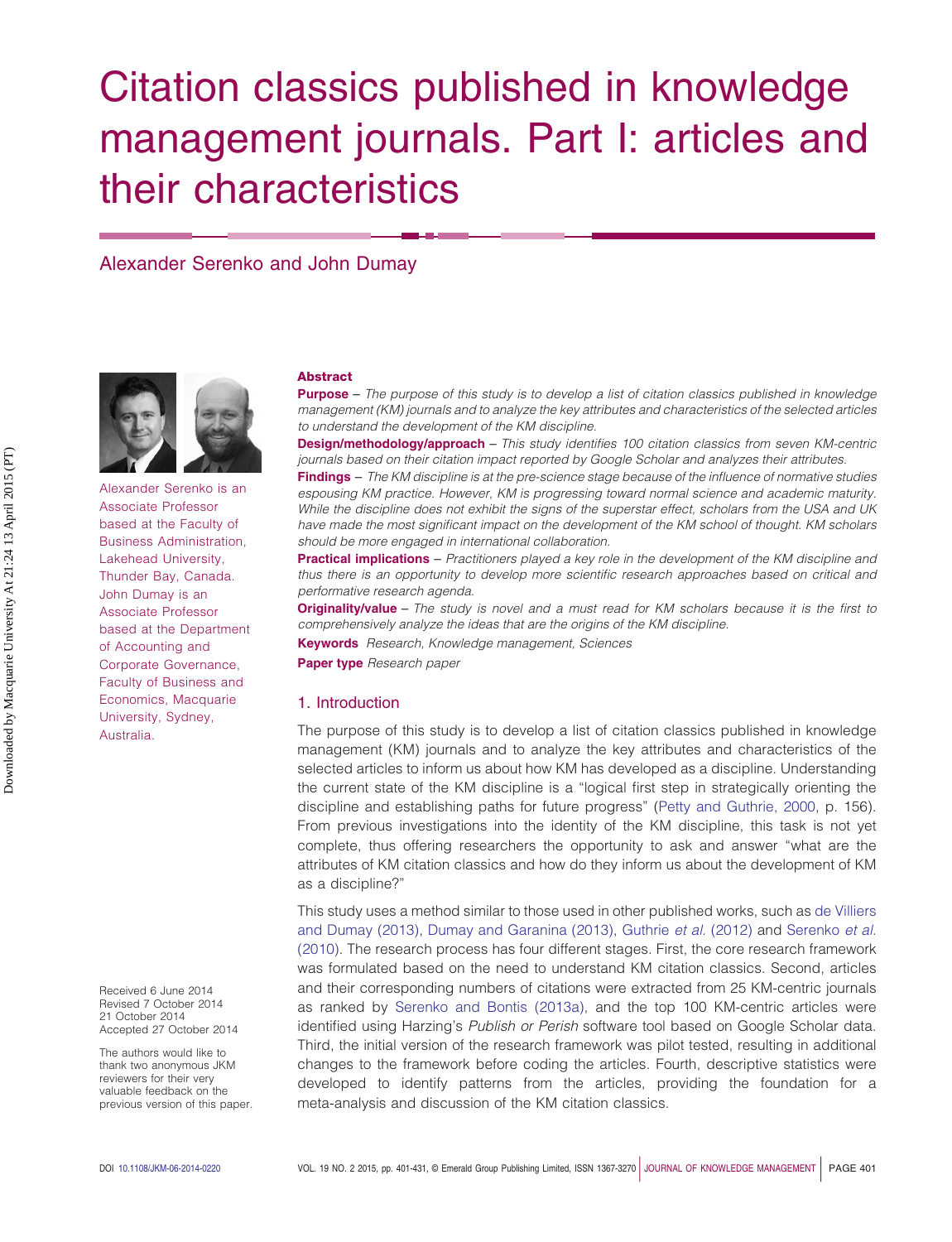# Citation classics published in knowledge management journals. Part I: articles and their characteristics

Alexander Serenko and John Dumay

Alexander Serenko is an Associate Professor based at the Faculty of Business Administration, Lakehead University, Thunder Bay, Canada. John Dumay is an Associate Professor based at the Department of Accounting and Corporate Governance, Faculty of Business and Economics, Macquarie University, Sydney, Australia.

## Abstract

**Purpose** – *The purpose of this study is to develop a list of citation classics published in knowledge management (KM) journals and to analyze the key attributes and characteristics of the selected articles to understand the development of the KM discipline.*

**Design/methodology/approach** – *This study identifies 100 citation classics from seven KM-centric journals based on their citation impact reported by Google Scholar and analyzes their attributes.*

**Findings** – *The KM discipline is at the pre-science stage because of the influence of normative studies espousing KM practice. However, KM is progressing toward normal science and academic maturity. While the discipline does not exhibit the signs of the superstar effect, scholars from the USA and UK have made the most significant impact on the development of the KM school of thought. KM scholars should be more engaged in international collaboration.*

**Practical implications** – *Practitioners played a key role in the development of the KM discipline and thus there is an opportunity to develop more scientific research approaches based on critical and performative research agenda.*

**Originality/value** – *The study is novel and a must read for KM scholars because it is the first to comprehensively analyze the ideas that are the origins of the KM discipline.*

**Keywords** *Research, Knowledge management, Sciences*

**Paper type** *Research paper*

## 1. Introduction

The purpose of this study is to develop a list of citation classics published in knowledge management (KM) journals and to analyze the key attributes and characteristics of the selected articles to inform us about how KM has developed as a discipline. Understanding the current state of the KM discipline is a "logical first step in strategically orienting the discipline and establishing paths for future progress" (Petty and Guthrie, 2000, p. 156). From previous investigations into the identity of the KM discipline, this task is not yet complete, thus offering researchers the opportunity to ask and answer "what are the attributes of KM citation classics and how do they inform us about the development of KM as a discipline?"

This study uses a method similar to those used in other published works, such as de Villiers and Dumay (2013), Dumay and Garanina (2013), Guthrie *et al.* (2012) and Serenko *et al.* (2010). The research process has four different stages. First, the core research framework was formulated based on the need to understand KM citation classics. Second, articles and their corresponding numbers of citations were extracted from 25 KM-centric journals as ranked by Serenko and Bontis (2013a), and the top 100 KM-centric articles were identified using Harzing's *Publish or Perish* software tool based on Google Scholar data. Third, the initial version of the research framework was pilot tested, resulting in additional changes to the framework before coding the articles. Fourth, descriptive statistics were developed to identify patterns from the articles, providing the foundation for a meta-analysis and discussion of the KM citation classics.

Received 6 June 2014
Revised 7 October 2014
21 October 2014
Accepted 27 October 2014

The authors would like to thank two anonymous JKM reviewers for their very valuable feedback on the previous version of this paper.

DOI 10.1108/JKM-06-2014-0220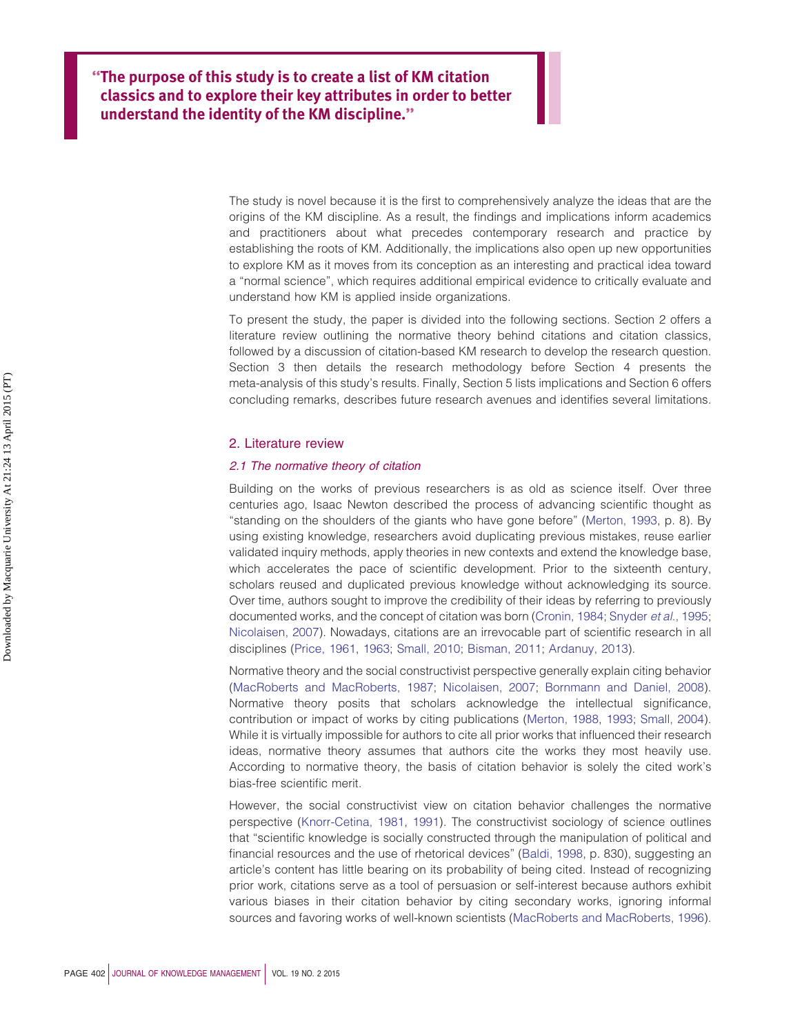> **"The purpose of this study is to create a list of KM citation classics and to explore their key attributes in order to better understand the identity of the KM discipline."**

The study is novel because it is the first to comprehensively analyze the ideas that are the origins of the KM discipline. As a result, the findings and implications inform academics and practitioners about what precedes contemporary research and practice by establishing the roots of KM. Additionally, the implications also open up new opportunities to explore KM as it moves from its conception as an interesting and practical idea toward a "normal science", which requires additional empirical evidence to critically evaluate and understand how KM is applied inside organizations.

To present the study, the paper is divided into the following sections. Section 2 offers a literature review outlining the normative theory behind citations and citation classics, followed by a discussion of citation-based KM research to develop the research question. Section 3 then details the research methodology before Section 4 presents the meta-analysis of this study's results. Finally, Section 5 lists implications and Section 6 offers concluding remarks, describes future research avenues and identifies several limitations.

## 2. Literature review

### *2.1 The normative theory of citation*

Building on the works of previous researchers is as old as science itself. Over three centuries ago, Isaac Newton described the process of advancing scientific thought as "standing on the shoulders of the giants who have gone before" (Merton, 1993, p. 8). By using existing knowledge, researchers avoid duplicating previous mistakes, reuse earlier validated inquiry methods, apply theories in new contexts and extend the knowledge base, which accelerates the pace of scientific development. Prior to the sixteenth century, scholars reused and duplicated previous knowledge without acknowledging its source. Over time, authors sought to improve the credibility of their ideas by referring to previously documented works, and the concept of citation was born (Cronin, 1984; Snyder *et al.*, 1995; Nicolaisen, 2007). Nowadays, citations are an irrevocable part of scientific research in all disciplines (Price, 1961, 1963; Small, 2010; Bisman, 2011; Ardanuy, 2013).

Normative theory and the social constructivist perspective generally explain citing behavior (MacRoberts and MacRoberts, 1987; Nicolaisen, 2007; Bornmann and Daniel, 2008). Normative theory posits that scholars acknowledge the intellectual significance, contribution or impact of works by citing publications (Merton, 1988, 1993; Small, 2004). While it is virtually impossible for authors to cite all prior works that influenced their research ideas, normative theory assumes that authors cite the works they most heavily use. According to normative theory, the basis of citation behavior is solely the cited work's bias-free scientific merit.

However, the social constructivist view on citation behavior challenges the normative perspective (Knorr-Cetina, 1981, 1991). The constructivist sociology of science outlines that "scientific knowledge is socially constructed through the manipulation of political and financial resources and the use of rhetorical devices" (Baldi, 1998, p. 830), suggesting an article's content has little bearing on its probability of being cited. Instead of recognizing prior work, citations serve as a tool of persuasion or self-interest because authors exhibit various biases in their citation behavior by citing secondary works, ignoring informal sources and favoring works of well-known scientists (MacRoberts and MacRoberts, 1996).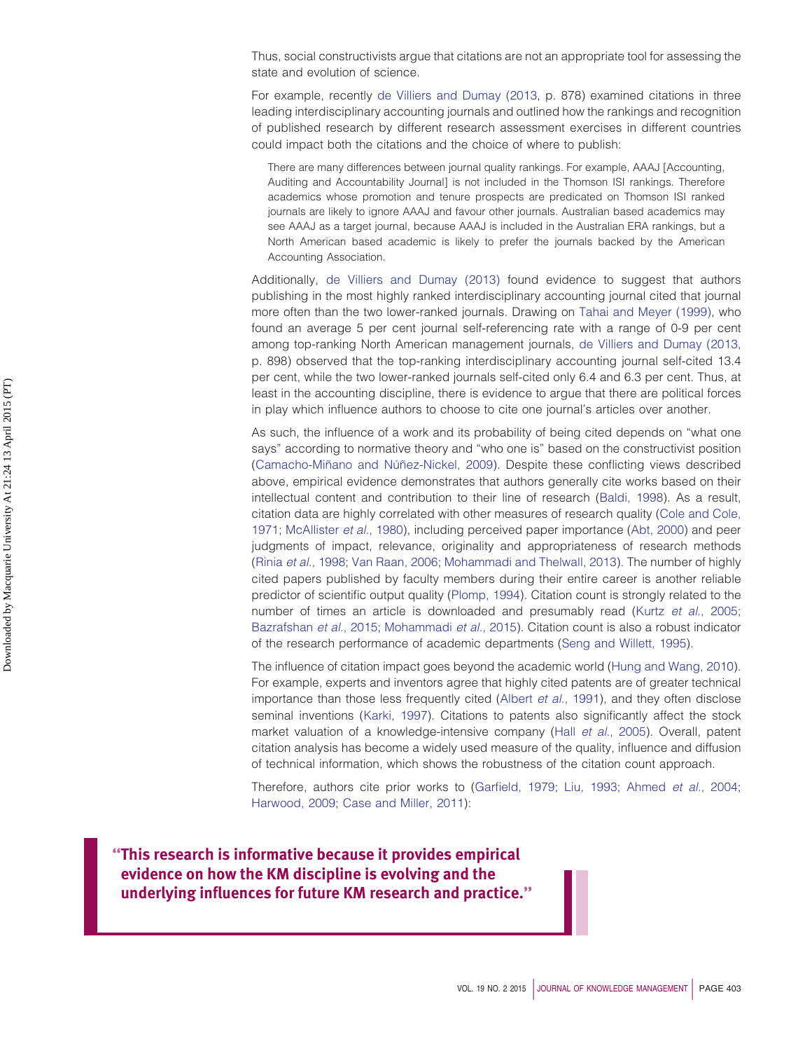Thus, social constructivists argue that citations are not an appropriate tool for assessing the state and evolution of science.

For example, recently de Villiers and Dumay (2013, p. 878) examined citations in three leading interdisciplinary accounting journals and outlined how the rankings and recognition of published research by different research assessment exercises in different countries could impact both the citations and the choice of where to publish:

> There are many differences between journal quality rankings. For example, AAAJ [Accounting, Auditing and Accountability Journal] is not included in the Thomson ISI rankings. Therefore academics whose promotion and tenure prospects are predicated on Thomson ISI ranked journals are likely to ignore AAAJ and favour other journals. Australian based academics may see AAAJ as a target journal, because AAAJ is included in the Australian ERA rankings, but a North American based academic is likely to prefer the journals backed by the American Accounting Association.

Additionally, de Villiers and Dumay (2013) found evidence to suggest that authors publishing in the most highly ranked interdisciplinary accounting journal cited that journal more often than the two lower-ranked journals. Drawing on Tahai and Meyer (1999), who found an average 5 per cent journal self-referencing rate with a range of 0-9 per cent among top-ranking North American management journals, de Villiers and Dumay (2013, p. 898) observed that the top-ranking interdisciplinary accounting journal self-cited 13.4 per cent, while the two lower-ranked journals self-cited only 6.4 and 6.3 per cent. Thus, at least in the accounting discipline, there is evidence to argue that there are political forces in play which influence authors to choose to cite one journal's articles over another.

As such, the influence of a work and its probability of being cited depends on "what one says" according to normative theory and "who one is" based on the constructivist position (Camacho-Miñano and Núñez-Nickel, 2009). Despite these conflicting views described above, empirical evidence demonstrates that authors generally cite works based on their intellectual content and contribution to their line of research (Baldi, 1998). As a result, citation data are highly correlated with other measures of research quality (Cole and Cole, 1971; McAllister *et al.*, 1980), including perceived paper importance (Abt, 2000) and peer judgments of impact, relevance, originality and appropriateness of research methods (Rinia *et al.*, 1998; Van Raan, 2006; Mohammadi and Thelwall, 2013). The number of highly cited papers published by faculty members during their entire career is another reliable predictor of scientific output quality (Plomp, 1994). Citation count is strongly related to the number of times an article is downloaded and presumably read (Kurtz *et al.*, 2005; Bazrafshan *et al.*, 2015; Mohammadi *et al.*, 2015). Citation count is also a robust indicator of the research performance of academic departments (Seng and Willett, 1995).

The influence of citation impact goes beyond the academic world (Hung and Wang, 2010). For example, experts and inventors agree that highly cited patents are of greater technical importance than those less frequently cited (Albert *et al.*, 1991), and they often disclose seminal inventions (Karki, 1997). Citations to patents also significantly affect the stock market valuation of a knowledge-intensive company (Hall *et al.*, 2005). Overall, patent citation analysis has become a widely used measure of the quality, influence and diffusion of technical information, which shows the robustness of the citation count approach.

Therefore, authors cite prior works to (Garfield, 1979; Liu, 1993; Ahmed *et al.*, 2004; Harwood, 2009; Case and Miller, 2011):

> **"This research is informative because it provides empirical evidence on how the KM discipline is evolving and the underlying influences for future KM research and practice."**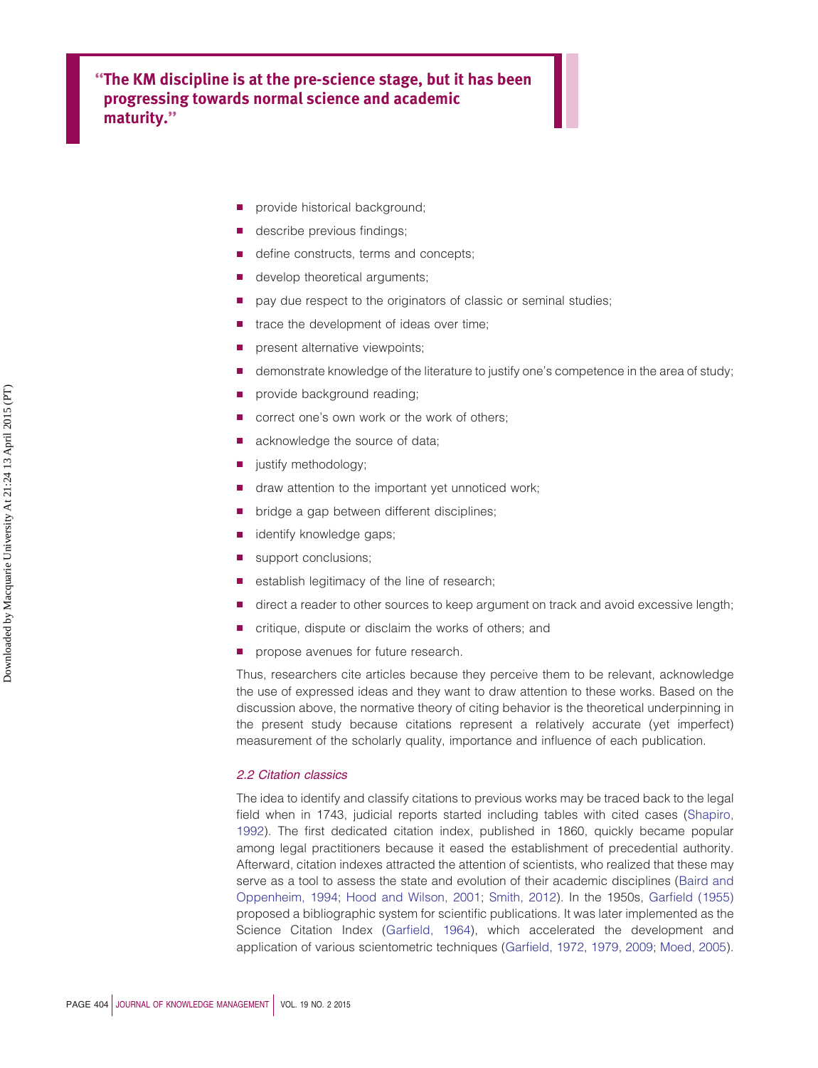> **"The KM discipline is at the pre-science stage, but it has been progressing towards normal science and academic maturity."**

- provide historical background;
- describe previous findings;
- define constructs, terms and concepts;
- develop theoretical arguments;
- pay due respect to the originators of classic or seminal studies;
- trace the development of ideas over time;
- present alternative viewpoints;
- demonstrate knowledge of the literature to justify one's competence in the area of study;
- provide background reading;
- correct one's own work or the work of others;
- acknowledge the source of data;
- justify methodology;
- draw attention to the important yet unnoticed work;
- bridge a gap between different disciplines;
- identify knowledge gaps;
- support conclusions;
- establish legitimacy of the line of research;
- direct a reader to other sources to keep argument on track and avoid excessive length;
- critique, dispute or disclaim the works of others; and
- propose avenues for future research.

Thus, researchers cite articles because they perceive them to be relevant, acknowledge the use of expressed ideas and they want to draw attention to these works. Based on the discussion above, the normative theory of citing behavior is the theoretical underpinning in the present study because citations represent a relatively accurate (yet imperfect) measurement of the scholarly quality, importance and influence of each publication.

### *2.2 Citation classics*

The idea to identify and classify citations to previous works may be traced back to the legal field when in 1743, judicial reports started including tables with cited cases (Shapiro, 1992). The first dedicated citation index, published in 1860, quickly became popular among legal practitioners because it eased the establishment of precedential authority. Afterward, citation indexes attracted the attention of scientists, who realized that these may serve as a tool to assess the state and evolution of their academic disciplines (Baird and Oppenheim, 1994; Hood and Wilson, 2001; Smith, 2012). In the 1950s, Garfield (1955) proposed a bibliographic system for scientific publications. It was later implemented as the Science Citation Index (Garfield, 1964), which accelerated the development and application of various scientometric techniques (Garfield, 1972, 1979, 2009; Moed, 2005).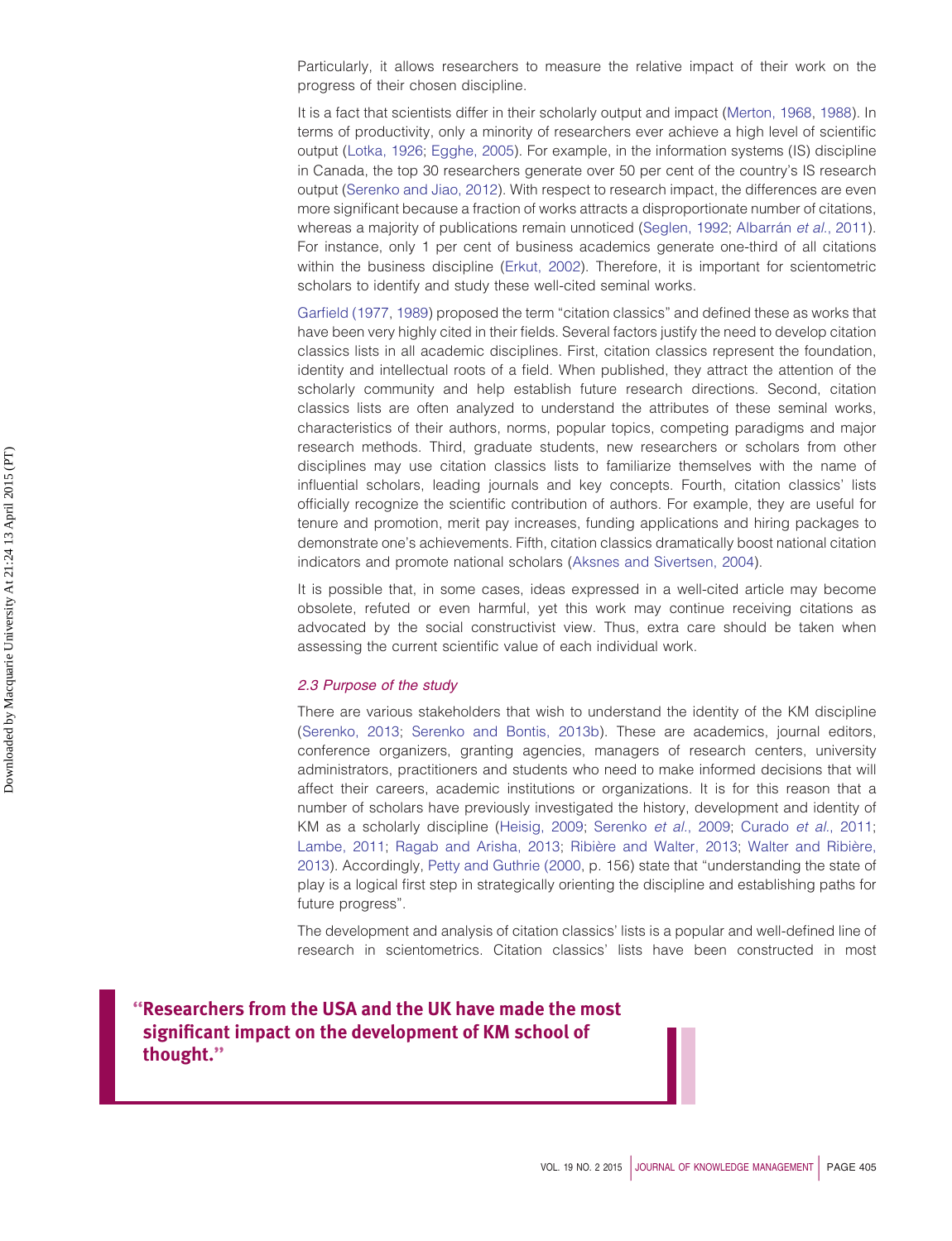Particularly, it allows researchers to measure the relative impact of their work on the progress of their chosen discipline.

It is a fact that scientists differ in their scholarly output and impact (Merton, 1968, 1988). In terms of productivity, only a minority of researchers ever achieve a high level of scientific output (Lotka, 1926; Egghe, 2005). For example, in the information systems (IS) discipline in Canada, the top 30 researchers generate over 50 per cent of the country's IS research output (Serenko and Jiao, 2012). With respect to research impact, the differences are even more significant because a fraction of works attracts a disproportionate number of citations, whereas a majority of publications remain unnoticed (Seglen, 1992; Albarrán *et al.*, 2011). For instance, only 1 per cent of business academics generate one-third of all citations within the business discipline (Erkut, 2002). Therefore, it is important for scientometric scholars to identify and study these well-cited seminal works.

Garfield (1977, 1989) proposed the term "citation classics" and defined these as works that have been very highly cited in their fields. Several factors justify the need to develop citation classics lists in all academic disciplines. First, citation classics represent the foundation, identity and intellectual roots of a field. When published, they attract the attention of the scholarly community and help establish future research directions. Second, citation classics lists are often analyzed to understand the attributes of these seminal works, characteristics of their authors, norms, popular topics, competing paradigms and major research methods. Third, graduate students, new researchers or scholars from other disciplines may use citation classics lists to familiarize themselves with the name of influential scholars, leading journals and key concepts. Fourth, citation classics' lists officially recognize the scientific contribution of authors. For example, they are useful for tenure and promotion, merit pay increases, funding applications and hiring packages to demonstrate one's achievements. Fifth, citation classics dramatically boost national citation indicators and promote national scholars (Aksnes and Sivertsen, 2004).

It is possible that, in some cases, ideas expressed in a well-cited article may become obsolete, refuted or even harmful, yet this work may continue receiving citations as advocated by the social constructivist view. Thus, extra care should be taken when assessing the current scientific value of each individual work.

### *2.3 Purpose of the study*

There are various stakeholders that wish to understand the identity of the KM discipline (Serenko, 2013; Serenko and Bontis, 2013b). These are academics, journal editors, conference organizers, granting agencies, managers of research centers, university administrators, practitioners and students who need to make informed decisions that will affect their careers, academic institutions or organizations. It is for this reason that a number of scholars have previously investigated the history, development and identity of KM as a scholarly discipline (Heisig, 2009; Serenko *et al.*, 2009; Curado *et al.*, 2011; Lambe, 2011; Ragab and Arisha, 2013; Ribière and Walter, 2013; Walter and Ribière, 2013). Accordingly, Petty and Guthrie (2000, p. 156) state that "understanding the state of play is a logical first step in strategically orienting the discipline and establishing paths for future progress".

The development and analysis of citation classics' lists is a popular and well-defined line of research in scientometrics. Citation classics' lists have been constructed in most

> **"Researchers from the USA and the UK have made the most significant impact on the development of KM school of thought."**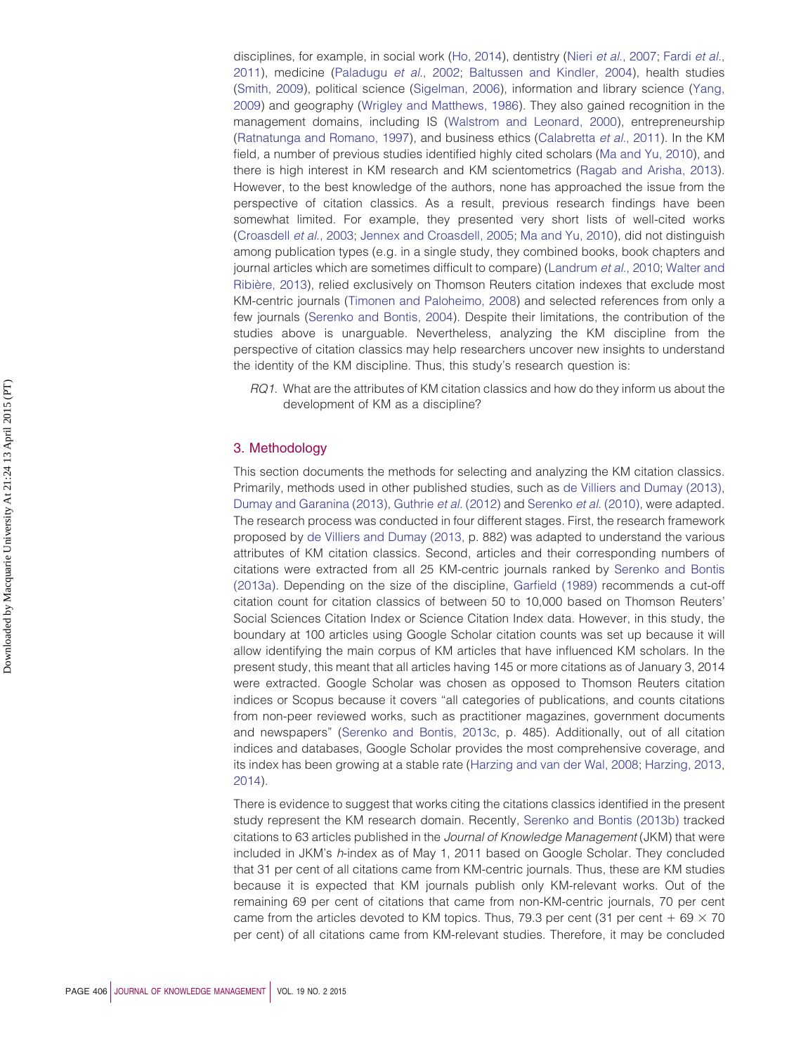disciplines, for example, in social work (Ho, 2014), dentistry (Nieri *et al.*, 2007; Fardi *et al.*, 2011), medicine (Paladugu *et al.*, 2002; Baltussen and Kindler, 2004), health studies (Smith, 2009), political science (Sigelman, 2006), information and library science (Yang, 2009) and geography (Wrigley and Matthews, 1986). They also gained recognition in the management domains, including IS (Walstrom and Leonard, 2000), entrepreneurship (Ratnatunga and Romano, 1997), and business ethics (Calabretta *et al.*, 2011). In the KM field, a number of previous studies identified highly cited scholars (Ma and Yu, 2010), and there is high interest in KM research and KM scientometrics (Ragab and Arisha, 2013). However, to the best knowledge of the authors, none has approached the issue from the perspective of citation classics. As a result, previous research findings have been somewhat limited. For example, they presented very short lists of well-cited works (Croasdell *et al.*, 2003; Jennex and Croasdell, 2005; Ma and Yu, 2010), did not distinguish among publication types (e.g. in a single study, they combined books, book chapters and journal articles which are sometimes difficult to compare) (Landrum *et al.*, 2010; Walter and Ribière, 2013), relied exclusively on Thomson Reuters citation indexes that exclude most KM-centric journals (Timonen and Paloheimo, 2008) and selected references from only a few journals (Serenko and Bontis, 2004). Despite their limitations, the contribution of the studies above is unarguable. Nevertheless, analyzing the KM discipline from the perspective of citation classics may help researchers uncover new insights to understand the identity of the KM discipline. Thus, this study's research question is:

*RQ1.* What are the attributes of KM citation classics and how do they inform us about the development of KM as a discipline?

## 3. Methodology

This section documents the methods for selecting and analyzing the KM citation classics. Primarily, methods used in other published studies, such as de Villiers and Dumay (2013), Dumay and Garanina (2013), Guthrie *et al.* (2012) and Serenko *et al.* (2010), were adapted. The research process was conducted in four different stages. First, the research framework proposed by de Villiers and Dumay (2013, p. 882) was adapted to understand the various attributes of KM citation classics. Second, articles and their corresponding numbers of citations were extracted from all 25 KM-centric journals ranked by Serenko and Bontis (2013a). Depending on the size of the discipline, Garfield (1989) recommends a cut-off citation count for citation classics of between 50 to 10,000 based on Thomson Reuters' Social Sciences Citation Index or Science Citation Index data. However, in this study, the boundary at 100 articles using Google Scholar citation counts was set up because it will allow identifying the main corpus of KM articles that have influenced KM scholars. In the present study, this meant that all articles having 145 or more citations as of January 3, 2014 were extracted. Google Scholar was chosen as opposed to Thomson Reuters citation indices or Scopus because it covers "all categories of publications, and counts citations from non-peer reviewed works, such as practitioner magazines, government documents and newspapers" (Serenko and Bontis, 2013c, p. 485). Additionally, out of all citation indices and databases, Google Scholar provides the most comprehensive coverage, and its index has been growing at a stable rate (Harzing and van der Wal, 2008; Harzing, 2013, 2014).

There is evidence to suggest that works citing the citations classics identified in the present study represent the KM research domain. Recently, Serenko and Bontis (2013b) tracked citations to 63 articles published in the *Journal of Knowledge Management* (JKM) that were included in JKM's *h*-index as of May 1, 2011 based on Google Scholar. They concluded that 31 per cent of all citations came from KM-centric journals. Thus, these are KM studies because it is expected that KM journals publish only KM-relevant works. Out of the remaining 69 per cent of citations that came from non-KM-centric journals, 70 per cent came from the articles devoted to KM topics. Thus, 79.3 per cent (31 per cent + 69 × 70 per cent) of all citations came from KM-relevant studies. Therefore, it may be concluded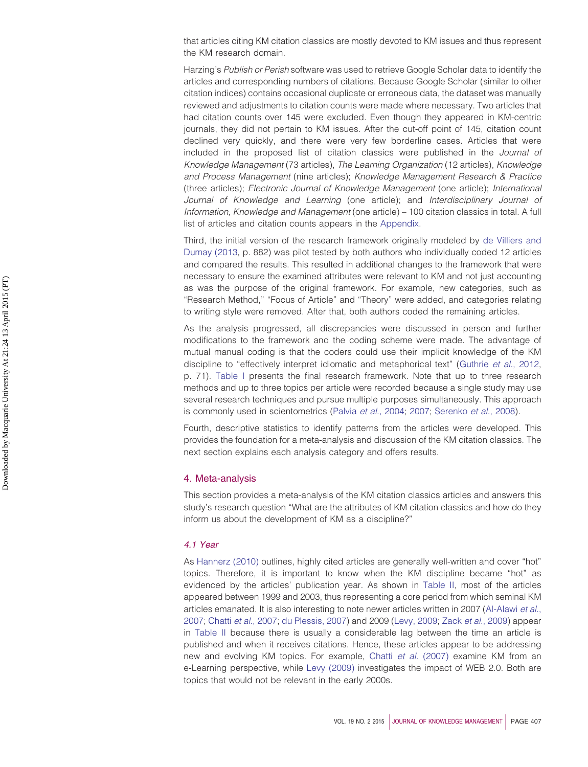that articles citing KM citation classics are mostly devoted to KM issues and thus represent the KM research domain.

Harzing's *Publish or Perish* software was used to retrieve Google Scholar data to identify the articles and corresponding numbers of citations. Because Google Scholar (similar to other citation indices) contains occasional duplicate or erroneous data, the dataset was manually reviewed and adjustments to citation counts were made where necessary. Two articles that had citation counts over 145 were excluded. Even though they appeared in KM-centric journals, they did not pertain to KM issues. After the cut-off point of 145, citation count declined very quickly, and there were very few borderline cases. Articles that were included in the proposed list of citation classics were published in the *Journal of Knowledge Management* (73 articles), *The Learning Organization* (12 articles), *Knowledge and Process Management* (nine articles); *Knowledge Management Research & Practice* (three articles); *Electronic Journal of Knowledge Management* (one article); *International Journal of Knowledge and Learning* (one article); and *Interdisciplinary Journal of Information, Knowledge and Management* (one article) – 100 citation classics in total. A full list of articles and citation counts appears in the Appendix.

Third, the initial version of the research framework originally modeled by de Villiers and Dumay (2013, p. 882) was pilot tested by both authors who individually coded 12 articles and compared the results. This resulted in additional changes to the framework that were necessary to ensure the examined attributes were relevant to KM and not just accounting as was the purpose of the original framework. For example, new categories, such as "Research Method," "Focus of Article" and "Theory" were added, and categories relating to writing style were removed. After that, both authors coded the remaining articles.

As the analysis progressed, all discrepancies were discussed in person and further modifications to the framework and the coding scheme were made. The advantage of mutual manual coding is that the coders could use their implicit knowledge of the KM discipline to "effectively interpret idiomatic and metaphorical text" (Guthrie *et al.*, 2012, p. 71). Table I presents the final research framework. Note that up to three research methods and up to three topics per article were recorded because a single study may use several research techniques and pursue multiple purposes simultaneously. This approach is commonly used in scientometrics (Palvia *et al.*, 2004; 2007; Serenko *et al.*, 2008).

Fourth, descriptive statistics to identify patterns from the articles were developed. This provides the foundation for a meta-analysis and discussion of the KM citation classics. The next section explains each analysis category and offers results.

## 4. Meta-analysis

This section provides a meta-analysis of the KM citation classics articles and answers this study's research question "What are the attributes of KM citation classics and how do they inform us about the development of KM as a discipline?"

### 4.1 Year

As Hannerz (2010) outlines, highly cited articles are generally well-written and cover "hot" topics. Therefore, it is important to know when the KM discipline became "hot" as evidenced by the articles' publication year. As shown in Table II, most of the articles appeared between 1999 and 2003, thus representing a core period from which seminal KM articles emanated. It is also interesting to note newer articles written in 2007 (Al-Alawi *et al.*, 2007; Chatti *et al.*, 2007; du Plessis, 2007) and 2009 (Levy, 2009; Zack *et al.*, 2009) appear in Table II because there is usually a considerable lag between the time an article is published and when it receives citations. Hence, these articles appear to be addressing new and evolving KM topics. For example, Chatti *et al.* (2007) examine KM from an e-Learning perspective, while Levy (2009) investigates the impact of WEB 2.0. Both are topics that would not be relevant in the early 2000s.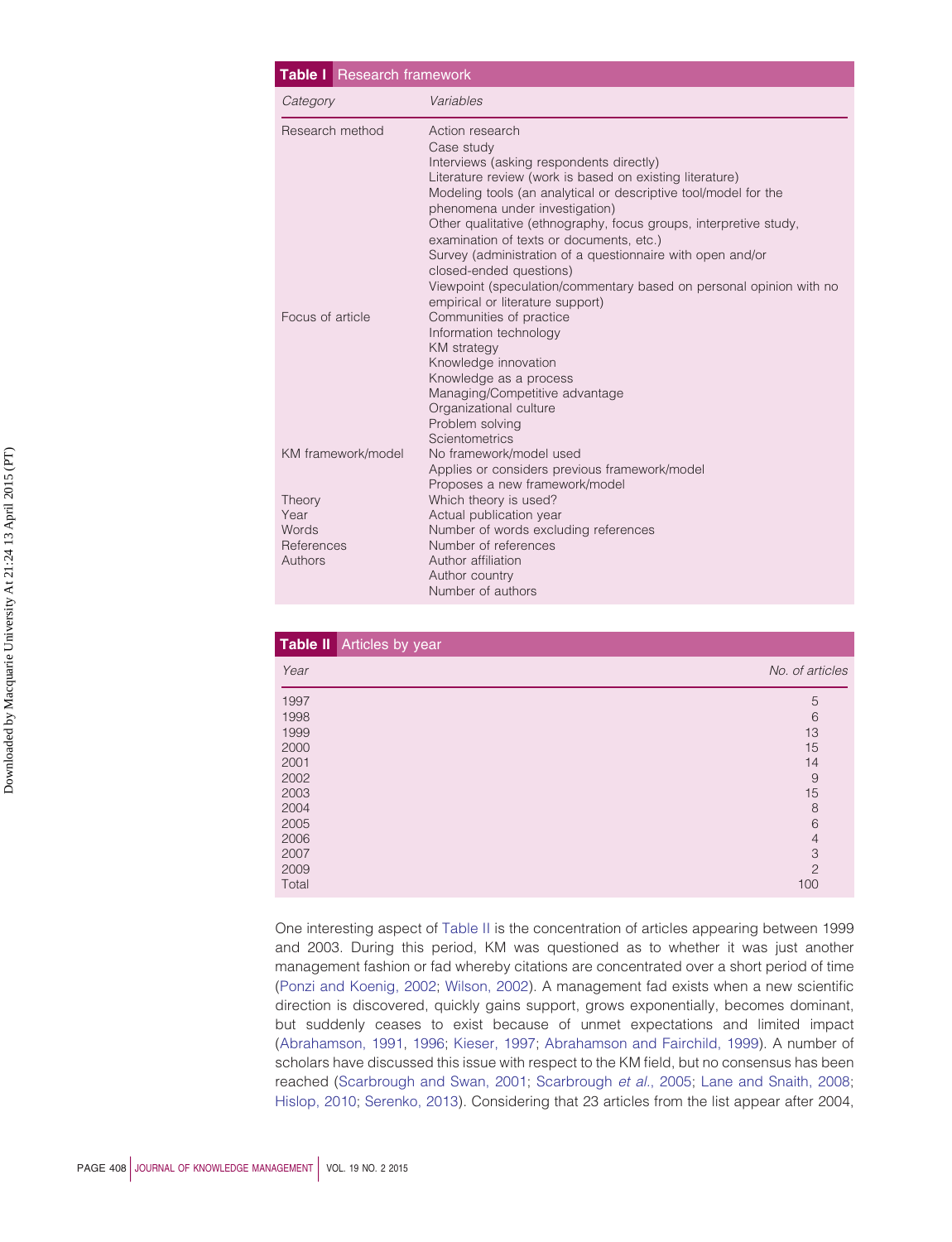**Table I** Research framework

| Category | Variables |
|---|---|
| Research method | Action research |
| | Case study |
| | Interviews (asking respondents directly) |
| | Literature review (work is based on existing literature) |
| | Modeling tools (an analytical or descriptive tool/model for the phenomena under investigation) |
| | Other qualitative (ethnography, focus groups, interpretive study, examination of texts or documents, etc.) |
| | Survey (administration of a questionnaire with open and/or closed-ended questions) |
| | Viewpoint (speculation/commentary based on personal opinion with no empirical or literature support) |
| Focus of article | Communities of practice |
| | Information technology |
| | KM strategy |
| | Knowledge innovation |
| | Knowledge as a process |
| | Managing/Competitive advantage |
| | Organizational culture |
| | Problem solving |
| | Scientometrics |
| KM framework/model | No framework/model used |
| | Applies or considers previous framework/model |
| | Proposes a new framework/model |
| Theory | Which theory is used? |
| Year | Actual publication year |
| Words | Number of words excluding references |
| References | Number of references |
| Authors | Author affiliation |
| | Author country |
| | Number of authors |

**Table II** Articles by year

| Year | No. of articles |
|---|---|
| 1997 | 5 |
| 1998 | 6 |
| 1999 | 13 |
| 2000 | 15 |
| 2001 | 14 |
| 2002 | 9 |
| 2003 | 15 |
| 2004 | 8 |
| 2005 | 6 |
| 2006 | 4 |
| 2007 | 3 |
| 2009 | 2 |
| Total | 100 |

One interesting aspect of Table II is the concentration of articles appearing between 1999 and 2003. During this period, KM was questioned as to whether it was just another management fashion or fad whereby citations are concentrated over a short period of time (Ponzi and Koenig, 2002; Wilson, 2002). A management fad exists when a new scientific direction is discovered, quickly gains support, grows exponentially, becomes dominant, but suddenly ceases to exist because of unmet expectations and limited impact (Abrahamson, 1991, 1996; Kieser, 1997; Abrahamson and Fairchild, 1999). A number of scholars have discussed this issue with respect to the KM field, but no consensus has been reached (Scarbrough and Swan, 2001; Scarbrough *et al.*, 2005; Lane and Snaith, 2008; Hislop, 2010; Serenko, 2013). Considering that 23 articles from the list appear after 2004,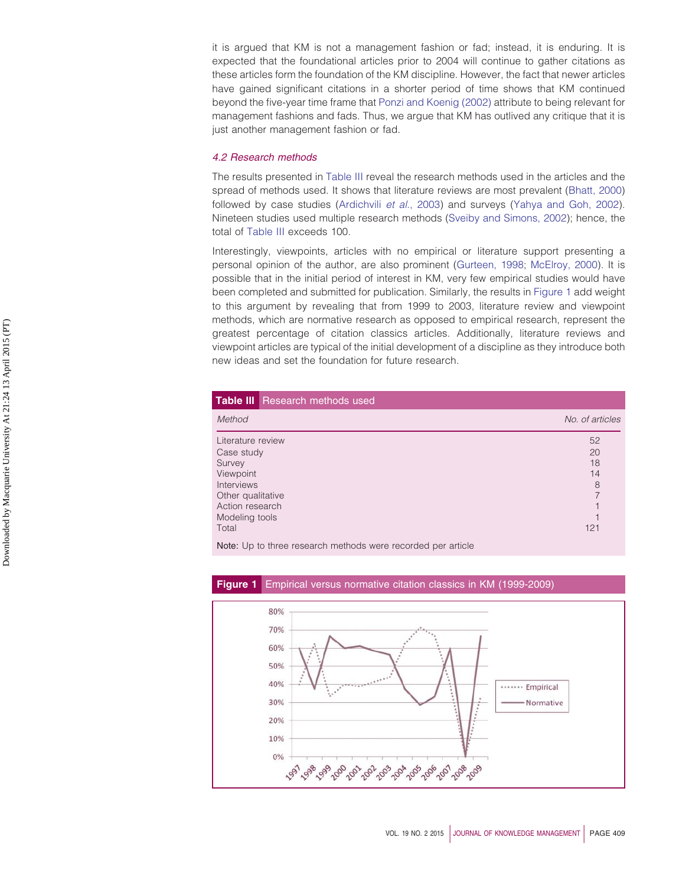it is argued that KM is not a management fashion or fad; instead, it is enduring. It is expected that the foundational articles prior to 2004 will continue to gather citations as these articles form the foundation of the KM discipline. However, the fact that newer articles have gained significant citations in a shorter period of time shows that KM continued beyond the five-year time frame that Ponzi and Koenig (2002) attribute to being relevant for management fashions and fads. Thus, we argue that KM has outlived any critique that it is just another management fashion or fad.

### *4.2 Research methods*

The results presented in Table III reveal the research methods used in the articles and the spread of methods used. It shows that literature reviews are most prevalent (Bhatt, 2000) followed by case studies (Ardichvili *et al.*, 2003) and surveys (Yahya and Goh, 2002). Nineteen studies used multiple research methods (Sveiby and Simons, 2002); hence, the total of Table III exceeds 100.

Interestingly, viewpoints, articles with no empirical or literature support presenting a personal opinion of the author, are also prominent (Gurteen, 1998; McElroy, 2000). It is possible that in the initial period of interest in KM, very few empirical studies would have been completed and submitted for publication. Similarly, the results in Figure 1 add weight to this argument by revealing that from 1999 to 2003, literature review and viewpoint methods, which are normative research as opposed to empirical research, represent the greatest percentage of citation classics articles. Additionally, literature reviews and viewpoint articles are typical of the initial development of a discipline as they introduce both new ideas and set the foundation for future research.

**Table III** Research methods used

| *Method* | *No. of articles* |
|---|---|
| Literature review | 52 |
| Case study | 20 |
| Survey | 18 |
| Viewpoint | 14 |
| Interviews | 8 |
| Other qualitative | 7 |
| Action research | 1 |
| Modeling tools | 1 |
| Total | 121 |

**Note:** Up to three research methods were recorded per article

**Figure 1** Empirical versus normative citation classics in KM (1999-2009)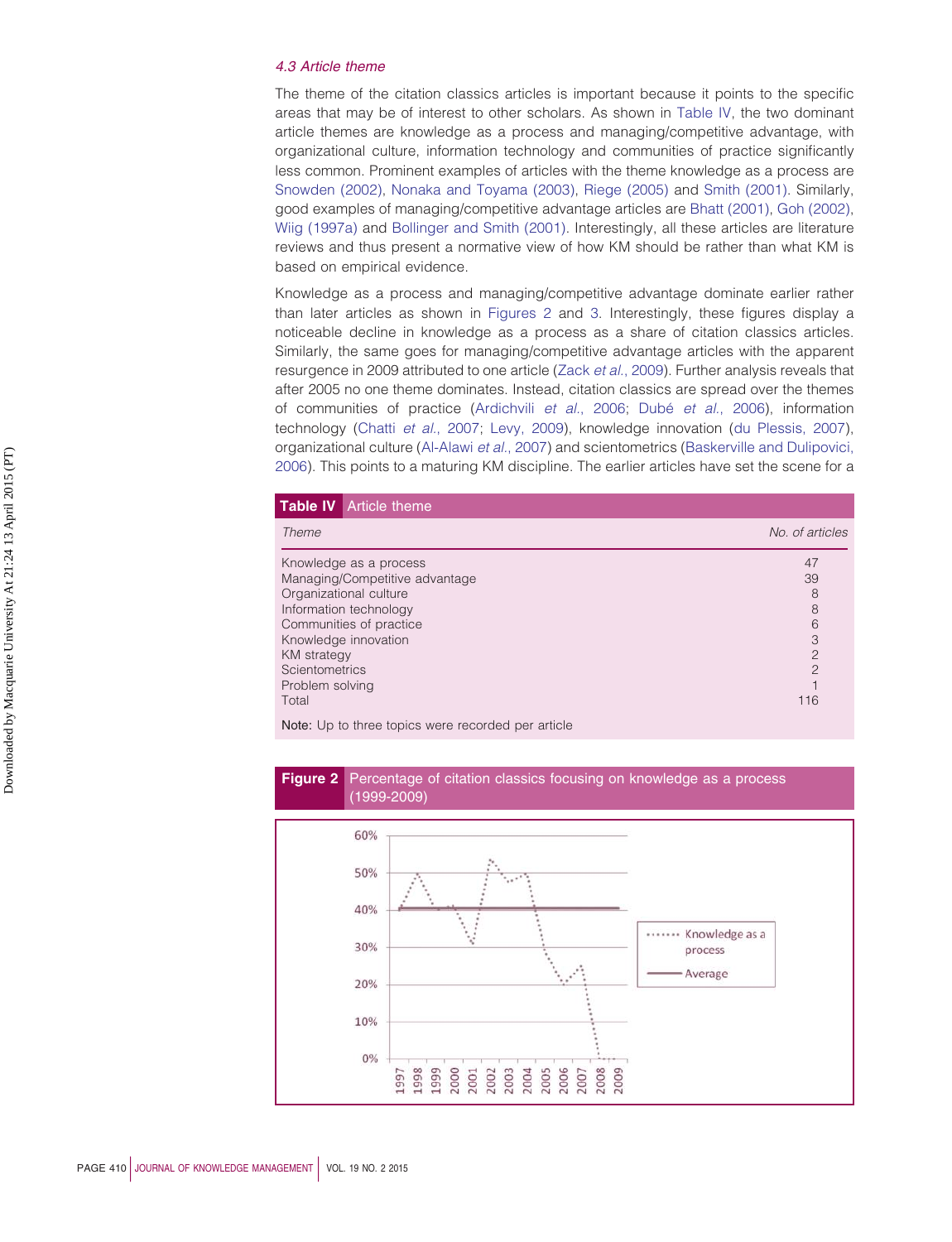### 4.3 Article theme

The theme of the citation classics articles is important because it points to the specific areas that may be of interest to other scholars. As shown in Table IV, the two dominant article themes are knowledge as a process and managing/competitive advantage, with organizational culture, information technology and communities of practice significantly less common. Prominent examples of articles with the theme knowledge as a process are Snowden (2002), Nonaka and Toyama (2003), Riege (2005) and Smith (2001). Similarly, good examples of managing/competitive advantage articles are Bhatt (2001), Goh (2002), Wiig (1997a) and Bollinger and Smith (2001). Interestingly, all these articles are literature reviews and thus present a normative view of how KM should be rather than what KM is based on empirical evidence.

Knowledge as a process and managing/competitive advantage dominate earlier rather than later articles as shown in Figures 2 and 3. Interestingly, these figures display a noticeable decline in knowledge as a process as a share of citation classics articles. Similarly, the same goes for managing/competitive advantage articles with the apparent resurgence in 2009 attributed to one article (Zack *et al.*, 2009). Further analysis reveals that after 2005 no one theme dominates. Instead, citation classics are spread over the themes of communities of practice (Ardichvili *et al.*, 2006; Dubé *et al.*, 2006), information technology (Chatti *et al.*, 2007; Levy, 2009), knowledge innovation (du Plessis, 2007), organizational culture (Al-Alawi *et al.*, 2007) and scientometrics (Baskerville and Dulipovici, 2006). This points to a maturing KM discipline. The earlier articles have set the scene for a

**Table IV** Article theme

| Theme | No. of articles |
|---|---|
| Knowledge as a process | 47 |
| Managing/Competitive advantage | 39 |
| Organizational culture | 8 |
| Information technology | 8 |
| Communities of practice | 6 |
| Knowledge innovation | 3 |
| KM strategy | 2 |
| Scientometrics | 2 |
| Problem solving | 1 |
| Total | 116 |

**Note:** Up to three topics were recorded per article

**Figure 2** Percentage of citation classics focusing on knowledge as a process (1999-2009)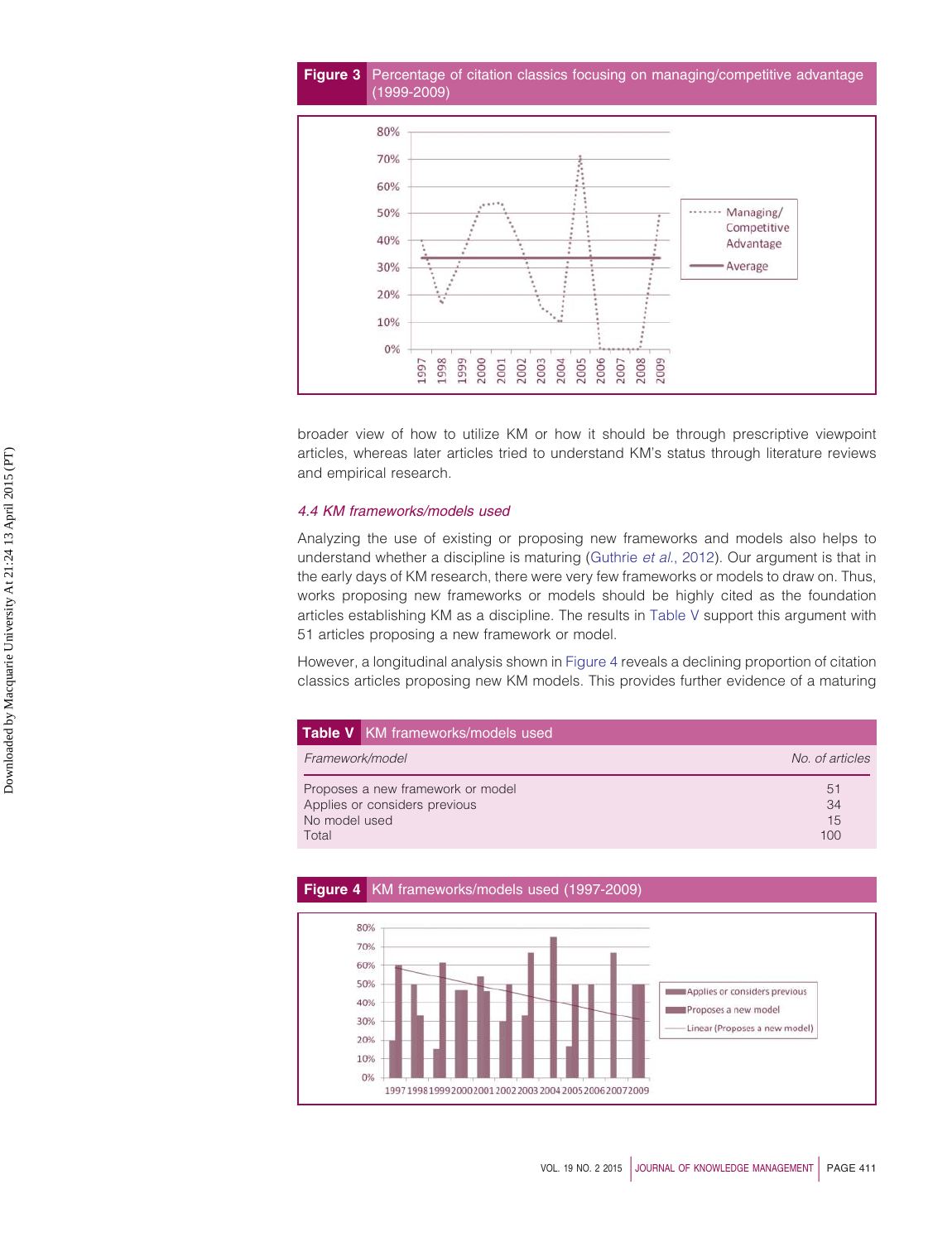**Figure 3** Percentage of citation classics focusing on managing/competitive advantage (1999-2009)

broader view of how to utilize KM or how it should be through prescriptive viewpoint articles, whereas later articles tried to understand KM's status through literature reviews and empirical research.

### 4.4 KM frameworks/models used

Analyzing the use of existing or proposing new frameworks and models also helps to understand whether a discipline is maturing (Guthrie *et al.*, 2012). Our argument is that in the early days of KM research, there were very few frameworks or models to draw on. Thus, works proposing new frameworks or models should be highly cited as the foundation articles establishing KM as a discipline. The results in Table V support this argument with 51 articles proposing a new framework or model.

However, a longitudinal analysis shown in Figure 4 reveals a declining proportion of citation classics articles proposing new KM models. This provides further evidence of a maturing

**Table V** KM frameworks/models used

| *Framework/model* | *No. of articles* |
|---|---|
| Proposes a new framework or model | 51 |
| Applies or considers previous | 34 |
| No model used | 15 |
| Total | 100 |

**Figure 4** KM frameworks/models used (1997-2009)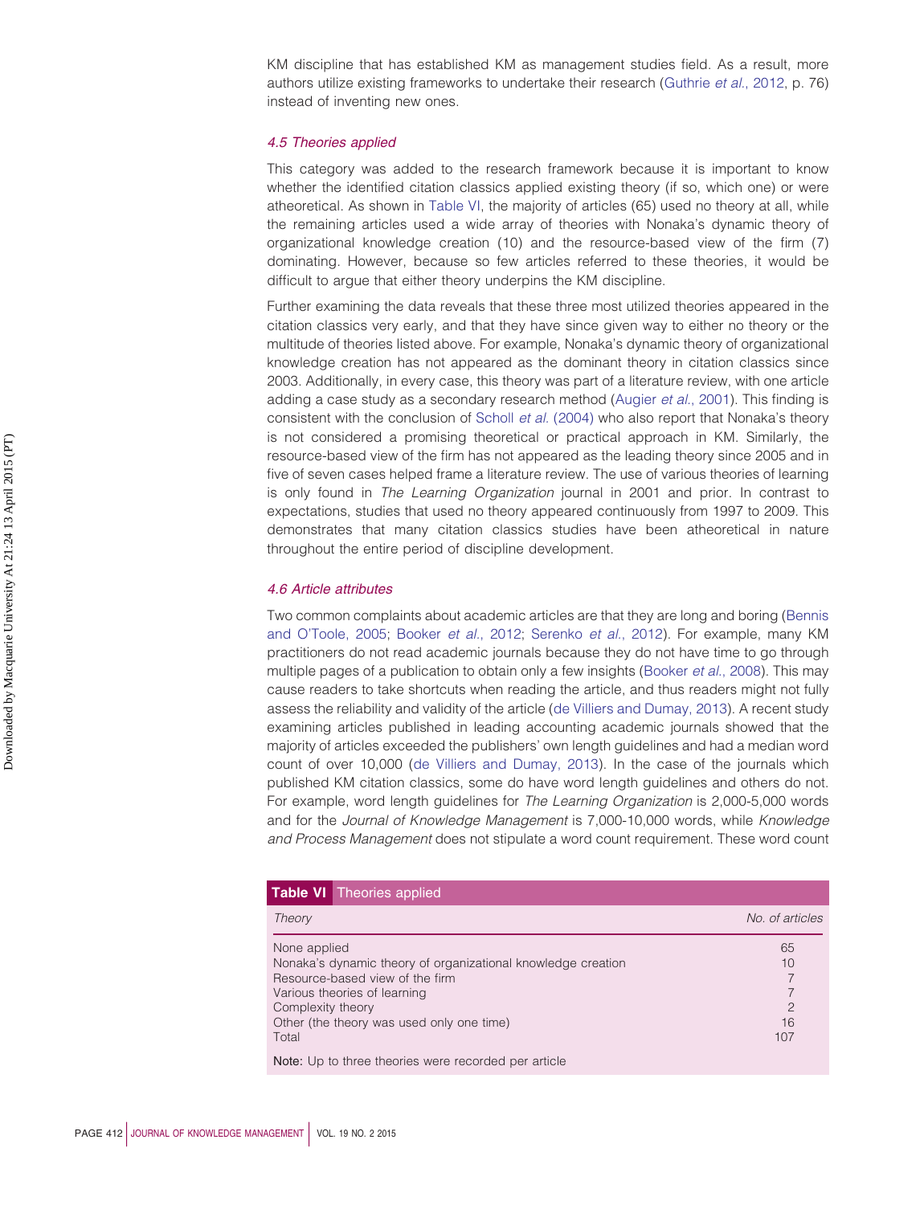KM discipline that has established KM as management studies field. As a result, more authors utilize existing frameworks to undertake their research (Guthrie *et al.*, 2012, p. 76) instead of inventing new ones.

### *4.5 Theories applied*

This category was added to the research framework because it is important to know whether the identified citation classics applied existing theory (if so, which one) or were atheoretical. As shown in Table VI, the majority of articles (65) used no theory at all, while the remaining articles used a wide array of theories with Nonaka's dynamic theory of organizational knowledge creation (10) and the resource-based view of the firm (7) dominating. However, because so few articles referred to these theories, it would be difficult to argue that either theory underpins the KM discipline.

Further examining the data reveals that these three most utilized theories appeared in the citation classics very early, and that they have since given way to either no theory or the multitude of theories listed above. For example, Nonaka's dynamic theory of organizational knowledge creation has not appeared as the dominant theory in citation classics since 2003. Additionally, in every case, this theory was part of a literature review, with one article adding a case study as a secondary research method (Augier *et al.*, 2001). This finding is consistent with the conclusion of Scholl *et al.* (2004) who also report that Nonaka's theory is not considered a promising theoretical or practical approach in KM. Similarly, the resource-based view of the firm has not appeared as the leading theory since 2005 and in five of seven cases helped frame a literature review. The use of various theories of learning is only found in *The Learning Organization* journal in 2001 and prior. In contrast to expectations, studies that used no theory appeared continuously from 1997 to 2009. This demonstrates that many citation classics studies have been atheoretical in nature throughout the entire period of discipline development.

### *4.6 Article attributes*

Two common complaints about academic articles are that they are long and boring (Bennis and O'Toole, 2005; Booker *et al.*, 2012; Serenko *et al.*, 2012). For example, many KM practitioners do not read academic journals because they do not have time to go through multiple pages of a publication to obtain only a few insights (Booker *et al.*, 2008). This may cause readers to take shortcuts when reading the article, and thus readers might not fully assess the reliability and validity of the article (de Villiers and Dumay, 2013). A recent study examining articles published in leading accounting academic journals showed that the majority of articles exceeded the publishers' own length guidelines and had a median word count of over 10,000 (de Villiers and Dumay, 2013). In the case of the journals which published KM citation classics, some do have word length guidelines and others do not. For example, word length guidelines for *The Learning Organization* is 2,000-5,000 words and for the *Journal of Knowledge Management* is 7,000-10,000 words, while *Knowledge and Process Management* does not stipulate a word count requirement. These word count

**Table VI** Theories applied

| *Theory* | *No. of articles* |
|---|---|
| None applied | 65 |
| Nonaka's dynamic theory of organizational knowledge creation | 10 |
| Resource-based view of the firm | 7 |
| Various theories of learning | 7 |
| Complexity theory | 2 |
| Other (the theory was used only one time) | 16 |
| Total | 107 |

**Note:** Up to three theories were recorded per article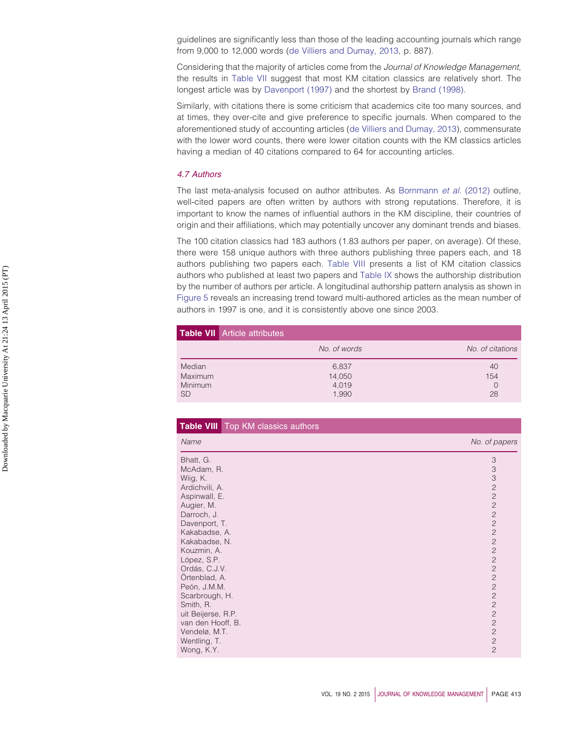guidelines are significantly less than those of the leading accounting journals which range from 9,000 to 12,000 words (de Villiers and Dumay, 2013, p. 887).

Considering that the majority of articles come from the *Journal of Knowledge Management*, the results in Table VII suggest that most KM citation classics are relatively short. The longest article was by Davenport (1997) and the shortest by Brand (1998).

Similarly, with citations there is some criticism that academics cite too many sources, and at times, they over-cite and give preference to specific journals. When compared to the aforementioned study of accounting articles (de Villiers and Dumay, 2013), commensurate with the lower word counts, there were lower citation counts with the KM classics articles having a median of 40 citations compared to 64 for accounting articles.

### 4.7 Authors

The last meta-analysis focused on author attributes. As Bornmann *et al.* (2012) outline, well-cited papers are often written by authors with strong reputations. Therefore, it is important to know the names of influential authors in the KM discipline, their countries of origin and their affiliations, which may potentially uncover any dominant trends and biases.

The 100 citation classics had 183 authors (1.83 authors per paper, on average). Of these, there were 158 unique authors with three authors publishing three papers each, and 18 authors publishing two papers each. Table VIII presents a list of KM citation classics authors who published at least two papers and Table IX shows the authorship distribution by the number of authors per article. A longitudinal authorship pattern analysis as shown in Figure 5 reveals an increasing trend toward multi-authored articles as the mean number of authors in 1997 is one, and it is consistently above one since 2003.

**Table VII** Article attributes

| | No. of words | No. of citations |
|---|---|---|
| Median | 6,837 | 40 |
| Maximum | 14,050 | 154 |
| Minimum | 4,019 | 0 |
| SD | 1,990 | 28 |

**Table VIII** Top KM classics authors

| Name | No. of papers |
|---|---|
| Bhatt, G. | 3 |
| McAdam, R. | 3 |
| Wiig, K. | 3 |
| Ardichvili, A. | 2 |
| Aspinwall, E. | 2 |
| Augier, M. | 2 |
| Darroch, J. | 2 |
| Davenport, T. | 2 |
| Kakabadse, A. | 2 |
| Kakabadse, N. | 2 |
| Kouzmin, A. | 2 |
| López, S.P. | 2 |
| Ordás, C.J.V. | 2 |
| Örtenblad, A. | 2 |
| Peón, J.M.M. | 2 |
| Scarbrough, H. | 2 |
| Smith, R. | 2 |
| uit Beijerse, R.P. | 2 |
| van den Hooff, B. | 2 |
| Vendelø, M.T. | 2 |
| Wentling, T. | 2 |
| Wong, K.Y. | 2 |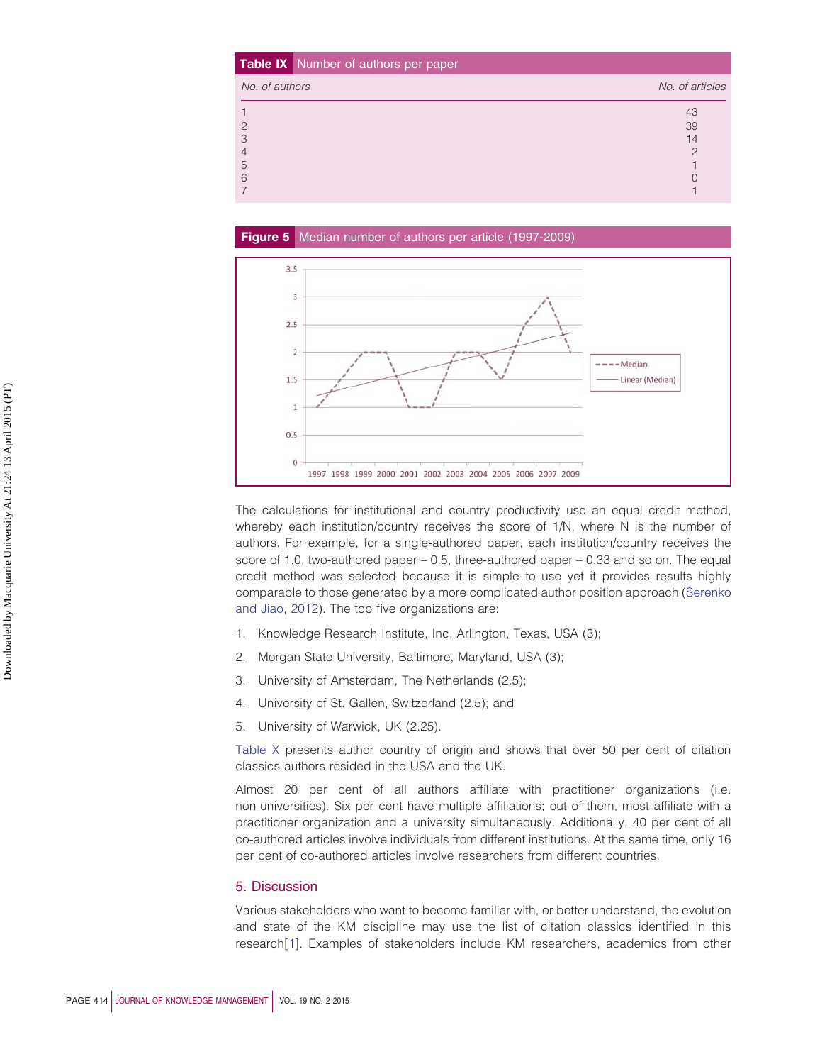**Table IX** Number of authors per paper

| No. of authors | No. of articles |
|---|---|
| 1 | 43 |
| 2 | 39 |
| 3 | 14 |
| 4 | 2 |
| 5 | 1 |
| 6 | 0 |
| 7 | 1 |

**Figure 5** Median number of authors per article (1997-2009)

The calculations for institutional and country productivity use an equal credit method, whereby each institution/country receives the score of 1/N, where N is the number of authors. For example, for a single-authored paper, each institution/country receives the score of 1.0, two-authored paper – 0.5, three-authored paper – 0.33 and so on. The equal credit method was selected because it is simple to use yet it provides results highly comparable to those generated by a more complicated author position approach (Serenko and Jiao, 2012). The top five organizations are:

1. Knowledge Research Institute, Inc, Arlington, Texas, USA (3);
2. Morgan State University, Baltimore, Maryland, USA (3);
3. University of Amsterdam, The Netherlands (2.5);
4. University of St. Gallen, Switzerland (2.5); and
5. University of Warwick, UK (2.25).

Table X presents author country of origin and shows that over 50 per cent of citation classics authors resided in the USA and the UK.

Almost 20 per cent of all authors affiliate with practitioner organizations (i.e. non-universities). Six per cent have multiple affiliations; out of them, most affiliate with a practitioner organization and a university simultaneously. Additionally, 40 per cent of all co-authored articles involve individuals from different institutions. At the same time, only 16 per cent of co-authored articles involve researchers from different countries.

## 5. Discussion

Various stakeholders who want to become familiar with, or better understand, the evolution and state of the KM discipline may use the list of citation classics identified in this research[1]. Examples of stakeholders include KM researchers, academics from other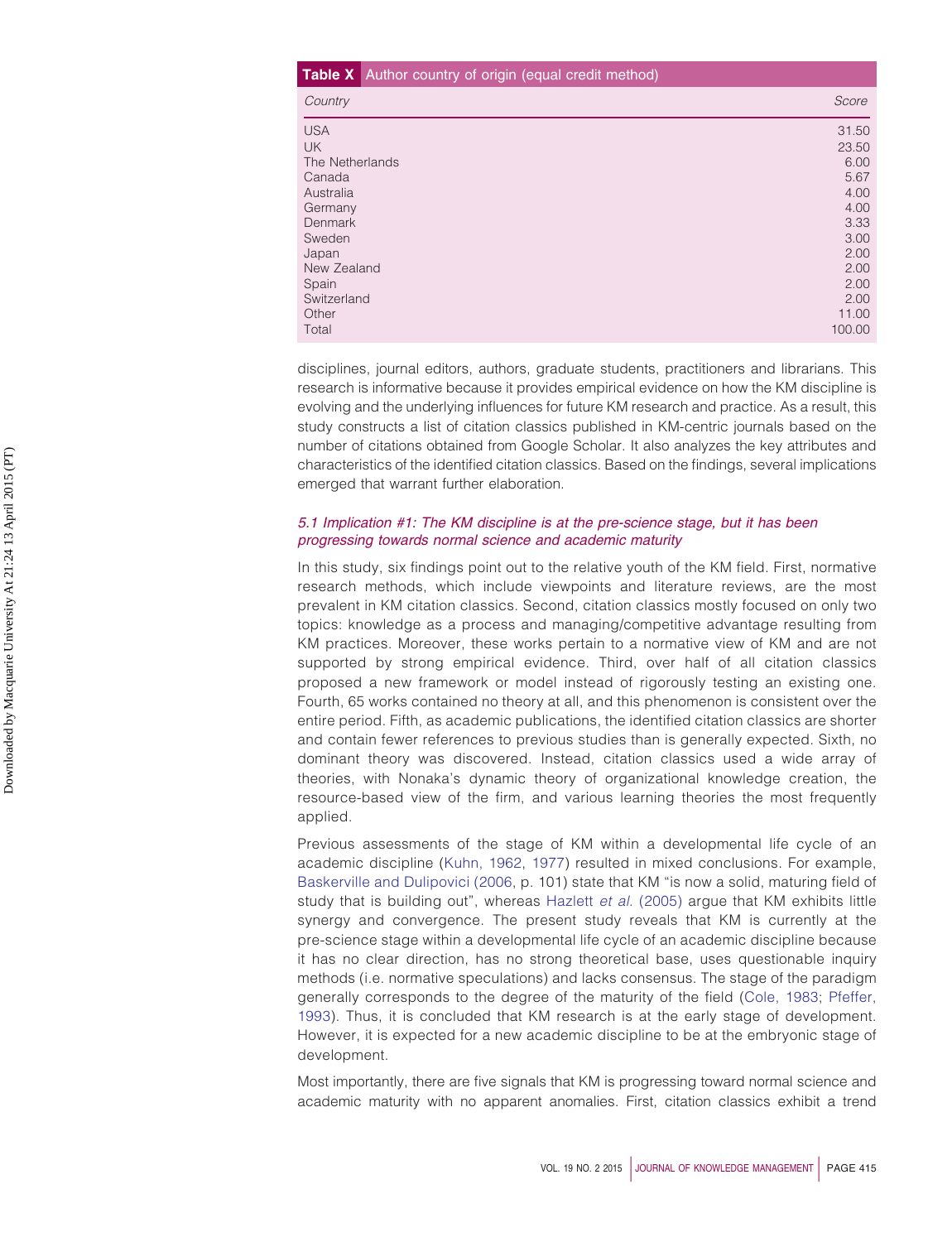**Table X** Author country of origin (equal credit method)

| Country | Score |
|---|---|
| USA | 31.50 |
| UK | 23.50 |
| The Netherlands | 6.00 |
| Canada | 5.67 |
| Australia | 4.00 |
| Germany | 4.00 |
| Denmark | 3.33 |
| Sweden | 3.00 |
| Japan | 2.00 |
| New Zealand | 2.00 |
| Spain | 2.00 |
| Switzerland | 2.00 |
| Other | 11.00 |
| Total | 100.00 |

disciplines, journal editors, authors, graduate students, practitioners and librarians. This research is informative because it provides empirical evidence on how the KM discipline is evolving and the underlying influences for future KM research and practice. As a result, this study constructs a list of citation classics published in KM-centric journals based on the number of citations obtained from Google Scholar. It also analyzes the key attributes and characteristics of the identified citation classics. Based on the findings, several implications emerged that warrant further elaboration.

### 5.1 Implication #1: The KM discipline is at the pre-science stage, but it has been progressing towards normal science and academic maturity

In this study, six findings point out to the relative youth of the KM field. First, normative research methods, which include viewpoints and literature reviews, are the most prevalent in KM citation classics. Second, citation classics mostly focused on only two topics: knowledge as a process and managing/competitive advantage resulting from KM practices. Moreover, these works pertain to a normative view of KM and are not supported by strong empirical evidence. Third, over half of all citation classics proposed a new framework or model instead of rigorously testing an existing one. Fourth, 65 works contained no theory at all, and this phenomenon is consistent over the entire period. Fifth, as academic publications, the identified citation classics are shorter and contain fewer references to previous studies than is generally expected. Sixth, no dominant theory was discovered. Instead, citation classics used a wide array of theories, with Nonaka's dynamic theory of organizational knowledge creation, the resource-based view of the firm, and various learning theories the most frequently applied.

Previous assessments of the stage of KM within a developmental life cycle of an academic discipline (Kuhn, 1962, 1977) resulted in mixed conclusions. For example, Baskerville and Dulipovici (2006, p. 101) state that KM "is now a solid, maturing field of study that is building out", whereas Hazlett *et al.* (2005) argue that KM exhibits little synergy and convergence. The present study reveals that KM is currently at the pre-science stage within a developmental life cycle of an academic discipline because it has no clear direction, has no strong theoretical base, uses questionable inquiry methods (i.e. normative speculations) and lacks consensus. The stage of the paradigm generally corresponds to the degree of the maturity of the field (Cole, 1983; Pfeffer, 1993). Thus, it is concluded that KM research is at the early stage of development. However, it is expected for a new academic discipline to be at the embryonic stage of development.

Most importantly, there are five signals that KM is progressing toward normal science and academic maturity with no apparent anomalies. First, citation classics exhibit a trend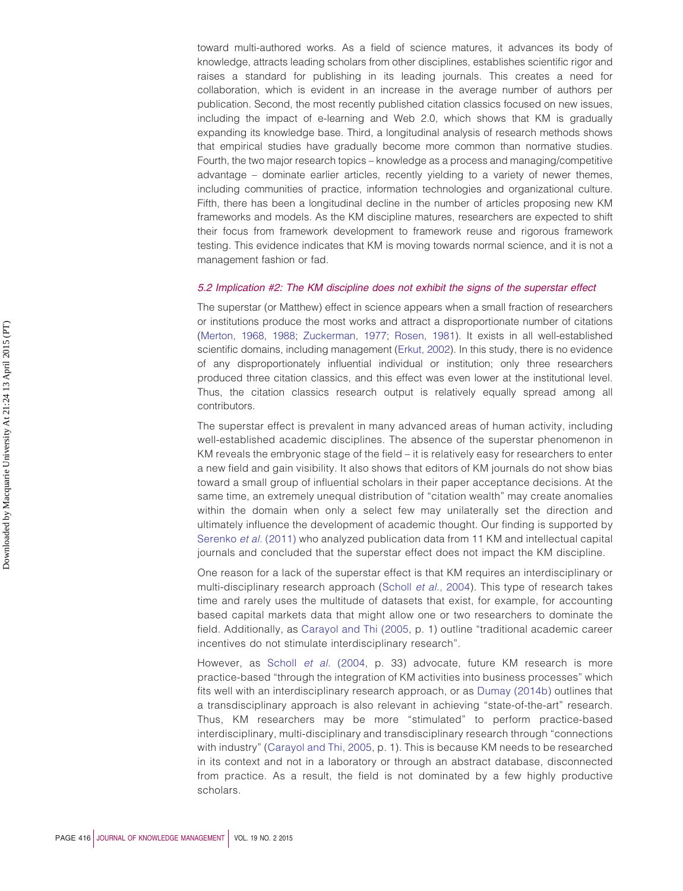toward multi-authored works. As a field of science matures, it advances its body of knowledge, attracts leading scholars from other disciplines, establishes scientific rigor and raises a standard for publishing in its leading journals. This creates a need for collaboration, which is evident in an increase in the average number of authors per publication. Second, the most recently published citation classics focused on new issues, including the impact of e-learning and Web 2.0, which shows that KM is gradually expanding its knowledge base. Third, a longitudinal analysis of research methods shows that empirical studies have gradually become more common than normative studies. Fourth, the two major research topics – knowledge as a process and managing/competitive advantage – dominate earlier articles, recently yielding to a variety of newer themes, including communities of practice, information technologies and organizational culture. Fifth, there has been a longitudinal decline in the number of articles proposing new KM frameworks and models. As the KM discipline matures, researchers are expected to shift their focus from framework development to framework reuse and rigorous framework testing. This evidence indicates that KM is moving towards normal science, and it is not a management fashion or fad.

### *5.2 Implication #2: The KM discipline does not exhibit the signs of the superstar effect*

The superstar (or Matthew) effect in science appears when a small fraction of researchers or institutions produce the most works and attract a disproportionate number of citations (Merton, 1968, 1988; Zuckerman, 1977; Rosen, 1981). It exists in all well-established scientific domains, including management (Erkut, 2002). In this study, there is no evidence of any disproportionately influential individual or institution; only three researchers produced three citation classics, and this effect was even lower at the institutional level. Thus, the citation classics research output is relatively equally spread among all contributors.

The superstar effect is prevalent in many advanced areas of human activity, including well-established academic disciplines. The absence of the superstar phenomenon in KM reveals the embryonic stage of the field – it is relatively easy for researchers to enter a new field and gain visibility. It also shows that editors of KM journals do not show bias toward a small group of influential scholars in their paper acceptance decisions. At the same time, an extremely unequal distribution of "citation wealth" may create anomalies within the domain when only a select few may unilaterally set the direction and ultimately influence the development of academic thought. Our finding is supported by Serenko *et al.* (2011) who analyzed publication data from 11 KM and intellectual capital journals and concluded that the superstar effect does not impact the KM discipline.

One reason for a lack of the superstar effect is that KM requires an interdisciplinary or multi-disciplinary research approach (Scholl *et al.*, 2004). This type of research takes time and rarely uses the multitude of datasets that exist, for example, for accounting based capital markets data that might allow one or two researchers to dominate the field. Additionally, as Carayol and Thi (2005, p. 1) outline "traditional academic career incentives do not stimulate interdisciplinary research".

However, as Scholl *et al.* (2004, p. 33) advocate, future KM research is more practice-based "through the integration of KM activities into business processes" which fits well with an interdisciplinary research approach, or as Dumay (2014b) outlines that a transdisciplinary approach is also relevant in achieving "state-of-the-art" research. Thus, KM researchers may be more "stimulated" to perform practice-based interdisciplinary, multi-disciplinary and transdisciplinary research through "connections with industry" (Carayol and Thi, 2005, p. 1). This is because KM needs to be researched in its context and not in a laboratory or through an abstract database, disconnected from practice. As a result, the field is not dominated by a few highly productive scholars.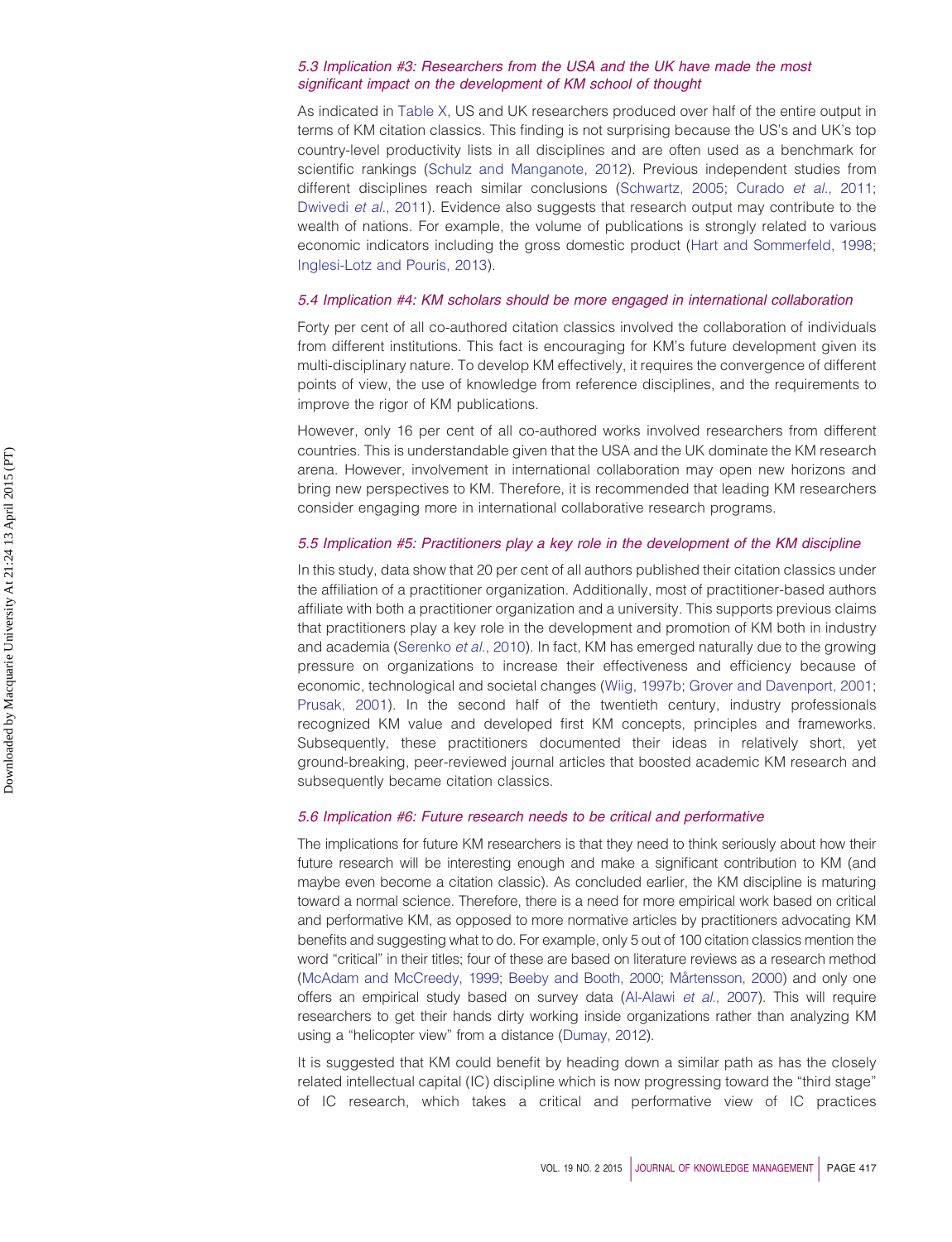### 5.3 Implication #3: Researchers from the USA and the UK have made the most significant impact on the development of KM school of thought

As indicated in Table X, US and UK researchers produced over half of the entire output in terms of KM citation classics. This finding is not surprising because the US's and UK's top country-level productivity lists in all disciplines and are often used as a benchmark for scientific rankings (Schulz and Manganote, 2012). Previous independent studies from different disciplines reach similar conclusions (Schwartz, 2005; Curado *et al.*, 2011; Dwivedi *et al.*, 2011). Evidence also suggests that research output may contribute to the wealth of nations. For example, the volume of publications is strongly related to various economic indicators including the gross domestic product (Hart and Sommerfeld, 1998; Inglesi-Lotz and Pouris, 2013).

### 5.4 Implication #4: KM scholars should be more engaged in international collaboration

Forty per cent of all co-authored citation classics involved the collaboration of individuals from different institutions. This fact is encouraging for KM's future development given its multi-disciplinary nature. To develop KM effectively, it requires the convergence of different points of view, the use of knowledge from reference disciplines, and the requirements to improve the rigor of KM publications.

However, only 16 per cent of all co-authored works involved researchers from different countries. This is understandable given that the USA and the UK dominate the KM research arena. However, involvement in international collaboration may open new horizons and bring new perspectives to KM. Therefore, it is recommended that leading KM researchers consider engaging more in international collaborative research programs.

### 5.5 Implication #5: Practitioners play a key role in the development of the KM discipline

In this study, data show that 20 per cent of all authors published their citation classics under the affiliation of a practitioner organization. Additionally, most of practitioner-based authors affiliate with both a practitioner organization and a university. This supports previous claims that practitioners play a key role in the development and promotion of KM both in industry and academia (Serenko *et al.*, 2010). In fact, KM has emerged naturally due to the growing pressure on organizations to increase their effectiveness and efficiency because of economic, technological and societal changes (Wiig, 1997b; Grover and Davenport, 2001; Prusak, 2001). In the second half of the twentieth century, industry professionals recognized KM value and developed first KM concepts, principles and frameworks. Subsequently, these practitioners documented their ideas in relatively short, yet ground-breaking, peer-reviewed journal articles that boosted academic KM research and subsequently became citation classics.

### 5.6 Implication #6: Future research needs to be critical and performative

The implications for future KM researchers is that they need to think seriously about how their future research will be interesting enough and make a significant contribution to KM (and maybe even become a citation classic). As concluded earlier, the KM discipline is maturing toward a normal science. Therefore, there is a need for more empirical work based on critical and performative KM, as opposed to more normative articles by practitioners advocating KM benefits and suggesting what to do. For example, only 5 out of 100 citation classics mention the word "critical" in their titles; four of these are based on literature reviews as a research method (McAdam and McCreedy, 1999; Beeby and Booth, 2000; Mårtensson, 2000) and only one offers an empirical study based on survey data (Al-Alawi *et al.*, 2007). This will require researchers to get their hands dirty working inside organizations rather than analyzing KM using a "helicopter view" from a distance (Dumay, 2012).

It is suggested that KM could benefit by heading down a similar path as has the closely related intellectual capital (IC) discipline which is now progressing toward the "third stage" of IC research, which takes a critical and performative view of IC practices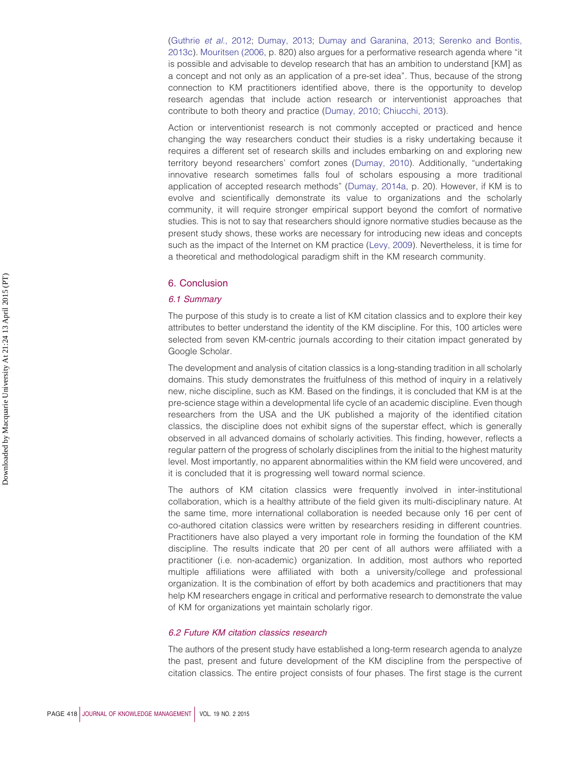(Guthrie *et al.*, 2012; Dumay, 2013; Dumay and Garanina, 2013; Serenko and Bontis, 2013c). Mouritsen (2006, p. 820) also argues for a performative research agenda where "it is possible and advisable to develop research that has an ambition to understand [KM] as a concept and not only as an application of a pre-set idea". Thus, because of the strong connection to KM practitioners identified above, there is the opportunity to develop research agendas that include action research or interventionist approaches that contribute to both theory and practice (Dumay, 2010; Chiucchi, 2013).

Action or interventionist research is not commonly accepted or practiced and hence changing the way researchers conduct their studies is a risky undertaking because it requires a different set of research skills and includes embarking on and exploring new territory beyond researchers' comfort zones (Dumay, 2010). Additionally, "undertaking innovative research sometimes falls foul of scholars espousing a more traditional application of accepted research methods" (Dumay, 2014a, p. 20). However, if KM is to evolve and scientifically demonstrate its value to organizations and the scholarly community, it will require stronger empirical support beyond the comfort of normative studies. This is not to say that researchers should ignore normative studies because as the present study shows, these works are necessary for introducing new ideas and concepts such as the impact of the Internet on KM practice (Levy, 2009). Nevertheless, it is time for a theoretical and methodological paradigm shift in the KM research community.

## 6. Conclusion

### *6.1 Summary*

The purpose of this study is to create a list of KM citation classics and to explore their key attributes to better understand the identity of the KM discipline. For this, 100 articles were selected from seven KM-centric journals according to their citation impact generated by Google Scholar.

The development and analysis of citation classics is a long-standing tradition in all scholarly domains. This study demonstrates the fruitfulness of this method of inquiry in a relatively new, niche discipline, such as KM. Based on the findings, it is concluded that KM is at the pre-science stage within a developmental life cycle of an academic discipline. Even though researchers from the USA and the UK published a majority of the identified citation classics, the discipline does not exhibit signs of the superstar effect, which is generally observed in all advanced domains of scholarly activities. This finding, however, reflects a regular pattern of the progress of scholarly disciplines from the initial to the highest maturity level. Most importantly, no apparent abnormalities within the KM field were uncovered, and it is concluded that it is progressing well toward normal science.

The authors of KM citation classics were frequently involved in inter-institutional collaboration, which is a healthy attribute of the field given its multi-disciplinary nature. At the same time, more international collaboration is needed because only 16 per cent of co-authored citation classics were written by researchers residing in different countries. Practitioners have also played a very important role in forming the foundation of the KM discipline. The results indicate that 20 per cent of all authors were affiliated with a practitioner (i.e. non-academic) organization. In addition, most authors who reported multiple affiliations were affiliated with both a university/college and professional organization. It is the combination of effort by both academics and practitioners that may help KM researchers engage in critical and performative research to demonstrate the value of KM for organizations yet maintain scholarly rigor.

### *6.2 Future KM citation classics research*

The authors of the present study have established a long-term research agenda to analyze the past, present and future development of the KM discipline from the perspective of citation classics. The entire project consists of four phases. The first stage is the current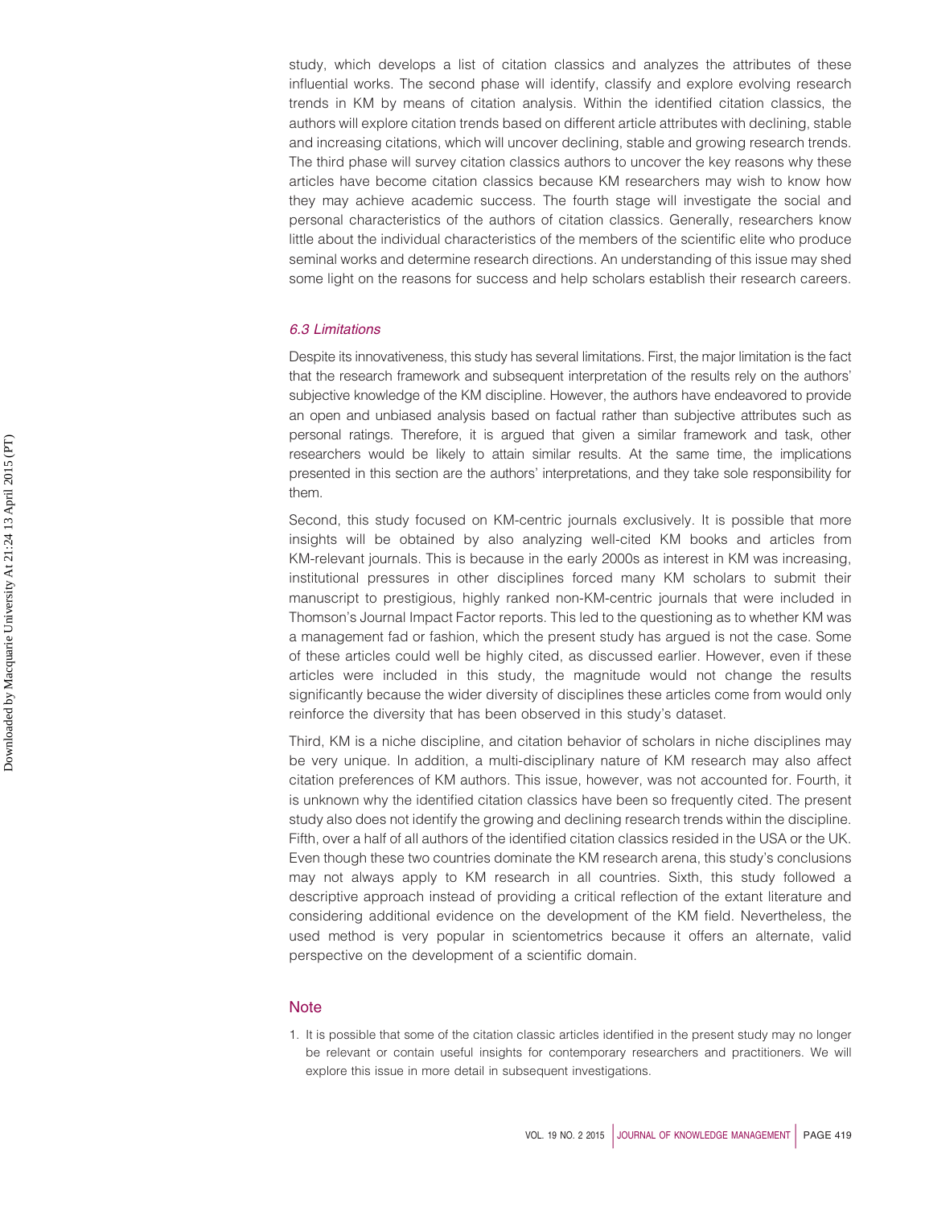study, which develops a list of citation classics and analyzes the attributes of these influential works. The second phase will identify, classify and explore evolving research trends in KM by means of citation analysis. Within the identified citation classics, the authors will explore citation trends based on different article attributes with declining, stable and increasing citations, which will uncover declining, stable and growing research trends. The third phase will survey citation classics authors to uncover the key reasons why these articles have become citation classics because KM researchers may wish to know how they may achieve academic success. The fourth stage will investigate the social and personal characteristics of the authors of citation classics. Generally, researchers know little about the individual characteristics of the members of the scientific elite who produce seminal works and determine research directions. An understanding of this issue may shed some light on the reasons for success and help scholars establish their research careers.

### *6.3 Limitations*

Despite its innovativeness, this study has several limitations. First, the major limitation is the fact that the research framework and subsequent interpretation of the results rely on the authors' subjective knowledge of the KM discipline. However, the authors have endeavored to provide an open and unbiased analysis based on factual rather than subjective attributes such as personal ratings. Therefore, it is argued that given a similar framework and task, other researchers would be likely to attain similar results. At the same time, the implications presented in this section are the authors' interpretations, and they take sole responsibility for them.

Second, this study focused on KM-centric journals exclusively. It is possible that more insights will be obtained by also analyzing well-cited KM books and articles from KM-relevant journals. This is because in the early 2000s as interest in KM was increasing, institutional pressures in other disciplines forced many KM scholars to submit their manuscript to prestigious, highly ranked non-KM-centric journals that were included in Thomson's Journal Impact Factor reports. This led to the questioning as to whether KM was a management fad or fashion, which the present study has argued is not the case. Some of these articles could well be highly cited, as discussed earlier. However, even if these articles were included in this study, the magnitude would not change the results significantly because the wider diversity of disciplines these articles come from would only reinforce the diversity that has been observed in this study's dataset.

Third, KM is a niche discipline, and citation behavior of scholars in niche disciplines may be very unique. In addition, a multi-disciplinary nature of KM research may also affect citation preferences of KM authors. This issue, however, was not accounted for. Fourth, it is unknown why the identified citation classics have been so frequently cited. The present study also does not identify the growing and declining research trends within the discipline. Fifth, over a half of all authors of the identified citation classics resided in the USA or the UK. Even though these two countries dominate the KM research arena, this study's conclusions may not always apply to KM research in all countries. Sixth, this study followed a descriptive approach instead of providing a critical reflection of the extant literature and considering additional evidence on the development of the KM field. Nevertheless, the used method is very popular in scientometrics because it offers an alternate, valid perspective on the development of a scientific domain.

## Note

1. It is possible that some of the citation classic articles identified in the present study may no longer be relevant or contain useful insights for contemporary researchers and practitioners. We will explore this issue in more detail in subsequent investigations.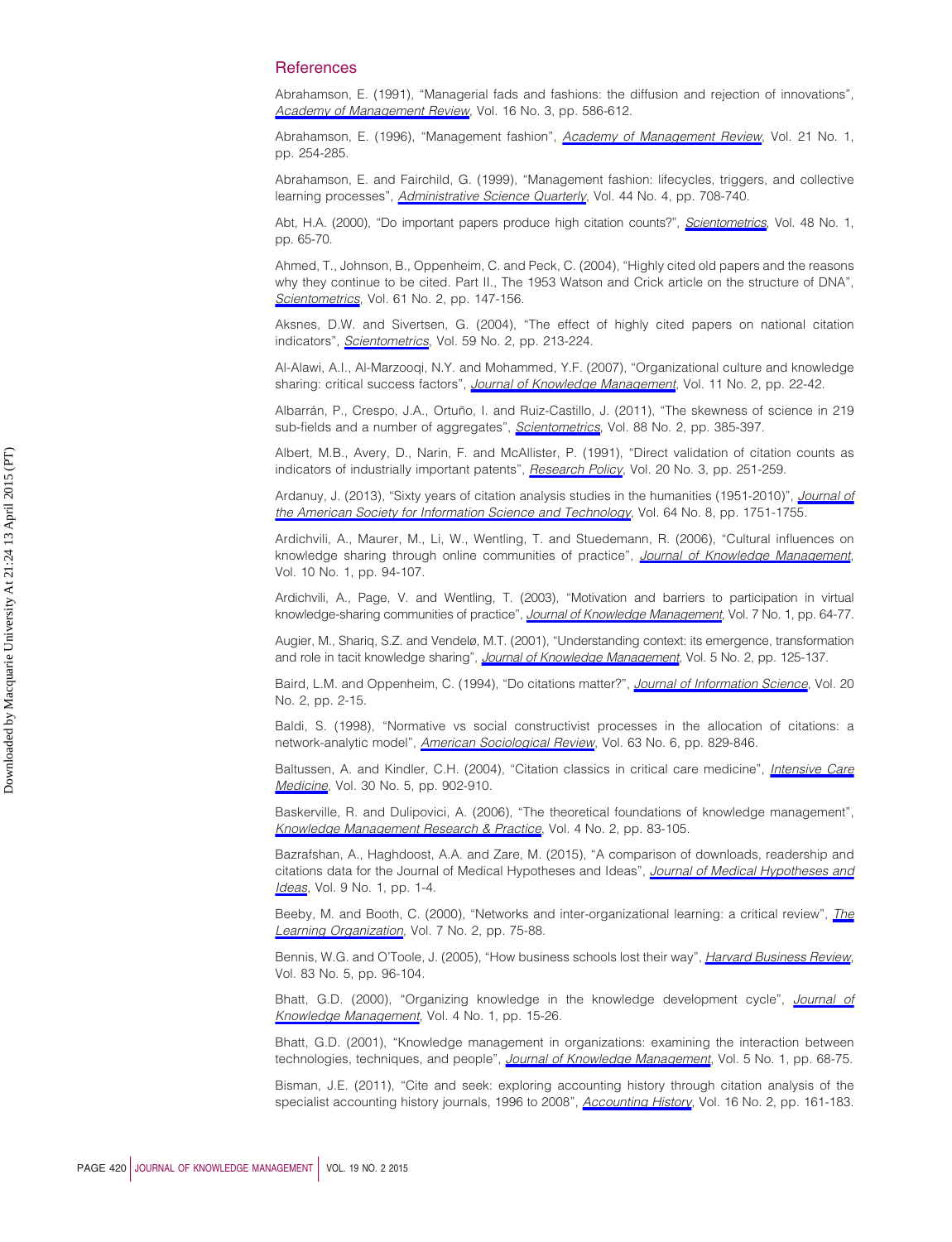## References

Abrahamson, E. (1991), "Managerial fads and fashions: the diffusion and rejection of innovations", *Academy of Management Review*, Vol. 16 No. 3, pp. 586-612.

Abrahamson, E. (1996), "Management fashion", *Academy of Management Review*, Vol. 21 No. 1, pp. 254-285.

Abrahamson, E. and Fairchild, G. (1999), "Management fashion: lifecycles, triggers, and collective learning processes", *Administrative Science Quarterly*, Vol. 44 No. 4, pp. 708-740.

Abt, H.A. (2000), "Do important papers produce high citation counts?", *Scientometrics*, Vol. 48 No. 1, pp. 65-70.

Ahmed, T., Johnson, B., Oppenheim, C. and Peck, C. (2004), "Highly cited old papers and the reasons why they continue to be cited. Part II., The 1953 Watson and Crick article on the structure of DNA", *Scientometrics*, Vol. 61 No. 2, pp. 147-156.

Aksnes, D.W. and Sivertsen, G. (2004), "The effect of highly cited papers on national citation indicators", *Scientometrics*, Vol. 59 No. 2, pp. 213-224.

Al-Alawi, A.I., Al-Marzooqi, N.Y. and Mohammed, Y.F. (2007), "Organizational culture and knowledge sharing: critical success factors", *Journal of Knowledge Management*, Vol. 11 No. 2, pp. 22-42.

Albarrán, P., Crespo, J.A., Ortuño, I. and Ruiz-Castillo, J. (2011), "The skewness of science in 219 sub-fields and a number of aggregates", *Scientometrics*, Vol. 88 No. 2, pp. 385-397.

Albert, M.B., Avery, D., Narin, F. and McAllister, P. (1991), "Direct validation of citation counts as indicators of industrially important patents", *Research Policy*, Vol. 20 No. 3, pp. 251-259.

Ardanuy, J. (2013), "Sixty years of citation analysis studies in the humanities (1951-2010)", *Journal of the American Society for Information Science and Technology*, Vol. 64 No. 8, pp. 1751-1755.

Ardichvili, A., Maurer, M., Li, W., Wentling, T. and Stuedemann, R. (2006), "Cultural influences on knowledge sharing through online communities of practice", *Journal of Knowledge Management*, Vol. 10 No. 1, pp. 94-107.

Ardichvili, A., Page, V. and Wentling, T. (2003), "Motivation and barriers to participation in virtual knowledge-sharing communities of practice", *Journal of Knowledge Management*, Vol. 7 No. 1, pp. 64-77.

Augier, M., Shariq, S.Z. and Vendelø, M.T. (2001), "Understanding context: its emergence, transformation and role in tacit knowledge sharing", *Journal of Knowledge Management*, Vol. 5 No. 2, pp. 125-137.

Baird, L.M. and Oppenheim, C. (1994), "Do citations matter?", *Journal of Information Science*, Vol. 20 No. 2, pp. 2-15.

Baldi, S. (1998), "Normative vs social constructivist processes in the allocation of citations: a network-analytic model", *American Sociological Review*, Vol. 63 No. 6, pp. 829-846.

Baltussen, A. and Kindler, C.H. (2004), "Citation classics in critical care medicine", *Intensive Care Medicine*, Vol. 30 No. 5, pp. 902-910.

Baskerville, R. and Dulipovici, A. (2006), "The theoretical foundations of knowledge management", *Knowledge Management Research & Practice*, Vol. 4 No. 2, pp. 83-105.

Bazrafshan, A., Haghdoost, A.A. and Zare, M. (2015), "A comparison of downloads, readership and citations data for the Journal of Medical Hypotheses and Ideas", *Journal of Medical Hypotheses and Ideas*, Vol. 9 No. 1, pp. 1-4.

Beeby, M. and Booth, C. (2000), "Networks and inter-organizational learning: a critical review", *The Learning Organization*, Vol. 7 No. 2, pp. 75-88.

Bennis, W.G. and O'Toole, J. (2005), "How business schools lost their way", *Harvard Business Review*, Vol. 83 No. 5, pp. 96-104.

Bhatt, G.D. (2000), "Organizing knowledge in the knowledge development cycle", *Journal of Knowledge Management*, Vol. 4 No. 1, pp. 15-26.

Bhatt, G.D. (2001), "Knowledge management in organizations: examining the interaction between technologies, techniques, and people", *Journal of Knowledge Management*, Vol. 5 No. 1, pp. 68-75.

Bisman, J.E. (2011), "Cite and seek: exploring accounting history through citation analysis of the specialist accounting history journals, 1996 to 2008", *Accounting History*, Vol. 16 No. 2, pp. 161-183.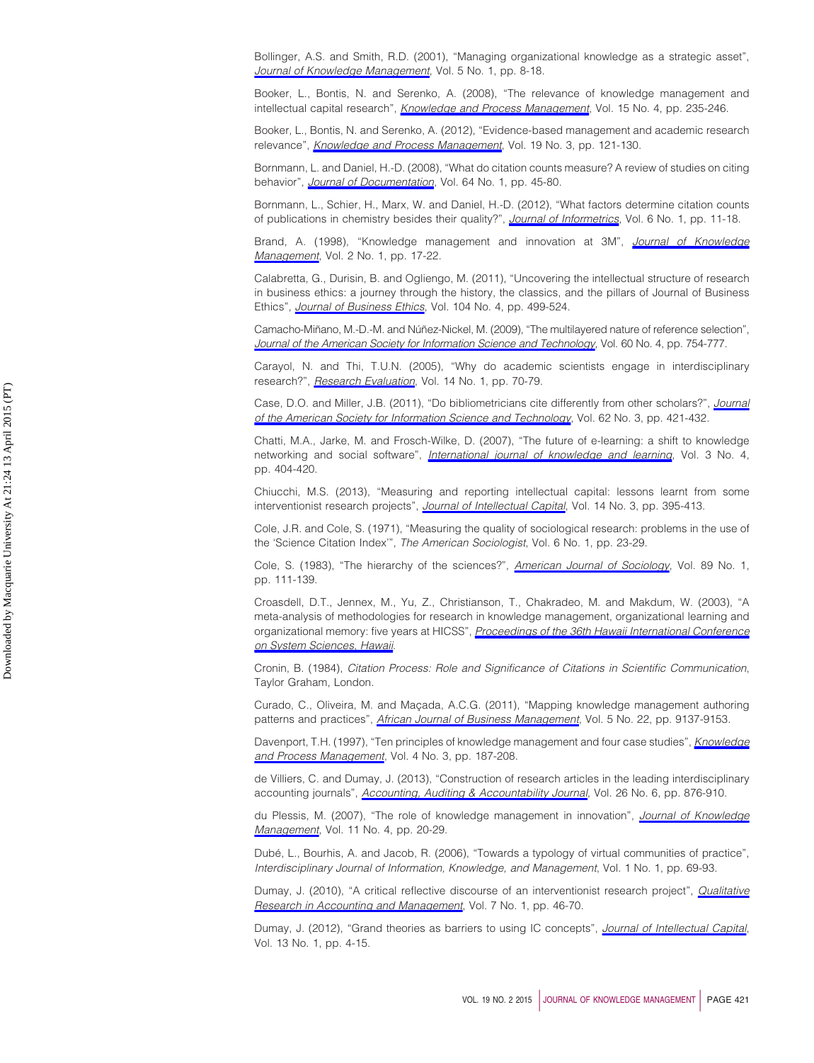Bollinger, A.S. and Smith, R.D. (2001), "Managing organizational knowledge as a strategic asset", *Journal of Knowledge Management*, Vol. 5 No. 1, pp. 8-18.

Booker, L., Bontis, N. and Serenko, A. (2008), "The relevance of knowledge management and intellectual capital research", *Knowledge and Process Management*, Vol. 15 No. 4, pp. 235-246.

Booker, L., Bontis, N. and Serenko, A. (2012), "Evidence-based management and academic research relevance", *Knowledge and Process Management*, Vol. 19 No. 3, pp. 121-130.

Bornmann, L. and Daniel, H.-D. (2008), "What do citation counts measure? A review of studies on citing behavior", *Journal of Documentation*, Vol. 64 No. 1, pp. 45-80.

Bornmann, L., Schier, H., Marx, W. and Daniel, H.-D. (2012), "What factors determine citation counts of publications in chemistry besides their quality?", *Journal of Informetrics*, Vol. 6 No. 1, pp. 11-18.

Brand, A. (1998), "Knowledge management and innovation at 3M", *Journal of Knowledge Management*, Vol. 2 No. 1, pp. 17-22.

Calabretta, G., Durisin, B. and Ogliengo, M. (2011), "Uncovering the intellectual structure of research in business ethics: a journey through the history, the classics, and the pillars of Journal of Business Ethics", *Journal of Business Ethics*, Vol. 104 No. 4, pp. 499-524.

Camacho-Miñano, M.-D.-M. and Núñez-Nickel, M. (2009), "The multilayered nature of reference selection", *Journal of the American Society for Information Science and Technology*, Vol. 60 No. 4, pp. 754-777.

Carayol, N. and Thi, T.U.N. (2005), "Why do academic scientists engage in interdisciplinary research?", *Research Evaluation*, Vol. 14 No. 1, pp. 70-79.

Case, D.O. and Miller, J.B. (2011), "Do bibliometricians cite differently from other scholars?", *Journal of the American Society for Information Science and Technology*, Vol. 62 No. 3, pp. 421-432.

Chatti, M.A., Jarke, M. and Frosch-Wilke, D. (2007), "The future of e-learning: a shift to knowledge networking and social software", *International journal of knowledge and learning*, Vol. 3 No. 4, pp. 404-420.

Chiucchi, M.S. (2013), "Measuring and reporting intellectual capital: lessons learnt from some interventionist research projects", *Journal of Intellectual Capital*, Vol. 14 No. 3, pp. 395-413.

Cole, J.R. and Cole, S. (1971), "Measuring the quality of sociological research: problems in the use of the 'Science Citation Index'", *The American Sociologist*, Vol. 6 No. 1, pp. 23-29.

Cole, S. (1983), "The hierarchy of the sciences?", *American Journal of Sociology*, Vol. 89 No. 1, pp. 111-139.

Croasdell, D.T., Jennex, M., Yu, Z., Christianson, T., Chakradeo, M. and Makdum, W. (2003), "A meta-analysis of methodologies for research in knowledge management, organizational learning and organizational memory: five years at HICSS", *Proceedings of the 36th Hawaii International Conference on System Sciences, Hawaii*.

Cronin, B. (1984), *Citation Process: Role and Significance of Citations in Scientific Communication*, Taylor Graham, London.

Curado, C., Oliveira, M. and Maçada, A.C.G. (2011), "Mapping knowledge management authoring patterns and practices", *African Journal of Business Management*, Vol. 5 No. 22, pp. 9137-9153.

Davenport, T.H. (1997), "Ten principles of knowledge management and four case studies", *Knowledge and Process Management*, Vol. 4 No. 3, pp. 187-208.

de Villiers, C. and Dumay, J. (2013), "Construction of research articles in the leading interdisciplinary accounting journals", *Accounting, Auditing & Accountability Journal*, Vol. 26 No. 6, pp. 876-910.

du Plessis, M. (2007), "The role of knowledge management in innovation", *Journal of Knowledge Management*, Vol. 11 No. 4, pp. 20-29.

Dubé, L., Bourhis, A. and Jacob, R. (2006), "Towards a typology of virtual communities of practice", *Interdisciplinary Journal of Information, Knowledge, and Management*, Vol. 1 No. 1, pp. 69-93.

Dumay, J. (2010), "A critical reflective discourse of an interventionist research project", *Qualitative Research in Accounting and Management*, Vol. 7 No. 1, pp. 46-70.

Dumay, J. (2012), "Grand theories as barriers to using IC concepts", *Journal of Intellectual Capital*, Vol. 13 No. 1, pp. 4-15.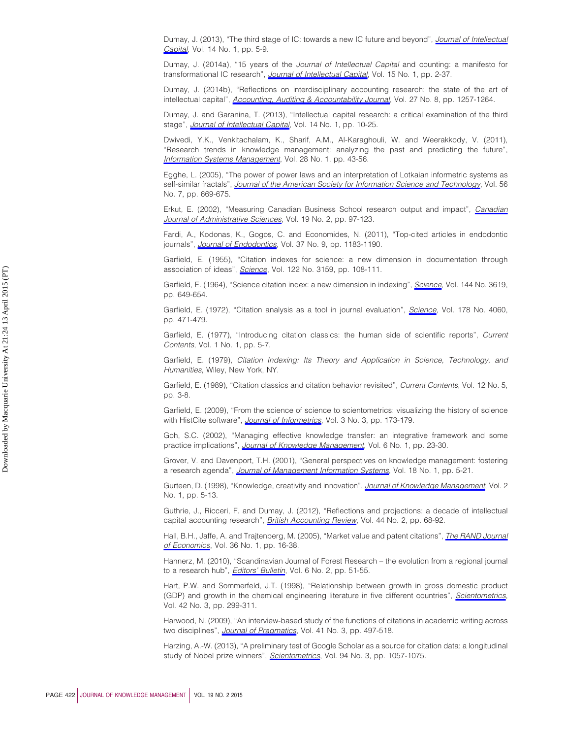Dumay, J. (2013), "The third stage of IC: towards a new IC future and beyond", *Journal of Intellectual Capital*, Vol. 14 No. 1, pp. 5-9.

Dumay, J. (2014a), "15 years of the *Journal of Intellectual Capital* and counting: a manifesto for transformational IC research", *Journal of Intellectual Capital*, Vol. 15 No. 1, pp. 2-37.

Dumay, J. (2014b), "Reflections on interdisciplinary accounting research: the state of the art of intellectual capital", *Accounting, Auditing & Accountability Journal*, Vol. 27 No. 8, pp. 1257-1264.

Dumay, J. and Garanina, T. (2013), "Intellectual capital research: a critical examination of the third stage", *Journal of Intellectual Capital*, Vol. 14 No. 1, pp. 10-25.

Dwivedi, Y.K., Venkitachalam, K., Sharif, A.M., Al-Karaghouli, W. and Weerakkody, V. (2011), "Research trends in knowledge management: analyzing the past and predicting the future", *Information Systems Management*, Vol. 28 No. 1, pp. 43-56.

Egghe, L. (2005), "The power of power laws and an interpretation of Lotkaian informetric systems as self-similar fractals", *Journal of the American Society for Information Science and Technology*, Vol. 56 No. 7, pp. 669-675.

Erkut, E. (2002), "Measuring Canadian Business School research output and impact", *Canadian Journal of Administrative Sciences*, Vol. 19 No. 2, pp. 97-123.

Fardi, A., Kodonas, K., Gogos, C. and Economides, N. (2011), "Top-cited articles in endodontic journals", *Journal of Endodontics*, Vol. 37 No. 9, pp. 1183-1190.

Garfield, E. (1955), "Citation indexes for science: a new dimension in documentation through association of ideas", *Science*, Vol. 122 No. 3159, pp. 108-111.

Garfield, E. (1964), "Science citation index: a new dimension in indexing", *Science*, Vol. 144 No. 3619, pp. 649-654.

Garfield, E. (1972), "Citation analysis as a tool in journal evaluation", *Science*, Vol. 178 No. 4060, pp. 471-479.

Garfield, E. (1977), "Introducing citation classics: the human side of scientific reports", *Current Contents*, Vol. 1 No. 1, pp. 5-7.

Garfield, E. (1979), *Citation Indexing: Its Theory and Application in Science, Technology, and Humanities*, Wiley, New York, NY.

Garfield, E. (1989), "Citation classics and citation behavior revisited", *Current Contents*, Vol. 12 No. 5, pp. 3-8.

Garfield, E. (2009), "From the science of science to scientometrics: visualizing the history of science with HistCite software", *Journal of Informetrics*, Vol. 3 No. 3, pp. 173-179.

Goh, S.C. (2002), "Managing effective knowledge transfer: an integrative framework and some practice implications", *Journal of Knowledge Management*, Vol. 6 No. 1, pp. 23-30.

Grover, V. and Davenport, T.H. (2001), "General perspectives on knowledge management: fostering a research agenda", *Journal of Management Information Systems*, Vol. 18 No. 1, pp. 5-21.

Gurteen, D. (1998), "Knowledge, creativity and innovation", *Journal of Knowledge Management*, Vol. 2 No. 1, pp. 5-13.

Guthrie, J., Ricceri, F. and Dumay, J. (2012), "Reflections and projections: a decade of intellectual capital accounting research", *British Accounting Review*, Vol. 44 No. 2, pp. 68-92.

Hall, B.H., Jaffe, A. and Trajtenberg, M. (2005), "Market value and patent citations", *The RAND Journal of Economics*, Vol. 36 No. 1, pp. 16-38.

Hannerz, M. (2010), "Scandinavian Journal of Forest Research – the evolution from a regional journal to a research hub", *Editors' Bulletin*, Vol. 6 No. 2, pp. 51-55.

Hart, P.W. and Sommerfeld, J.T. (1998), "Relationship between growth in gross domestic product (GDP) and growth in the chemical engineering literature in five different countries", *Scientometrics*, Vol. 42 No. 3, pp. 299-311.

Harwood, N. (2009), "An interview-based study of the functions of citations in academic writing across two disciplines", *Journal of Pragmatics*, Vol. 41 No. 3, pp. 497-518.

Harzing, A.-W. (2013), "A preliminary test of Google Scholar as a source for citation data: a longitudinal study of Nobel prize winners", *Scientometrics*, Vol. 94 No. 3, pp. 1057-1075.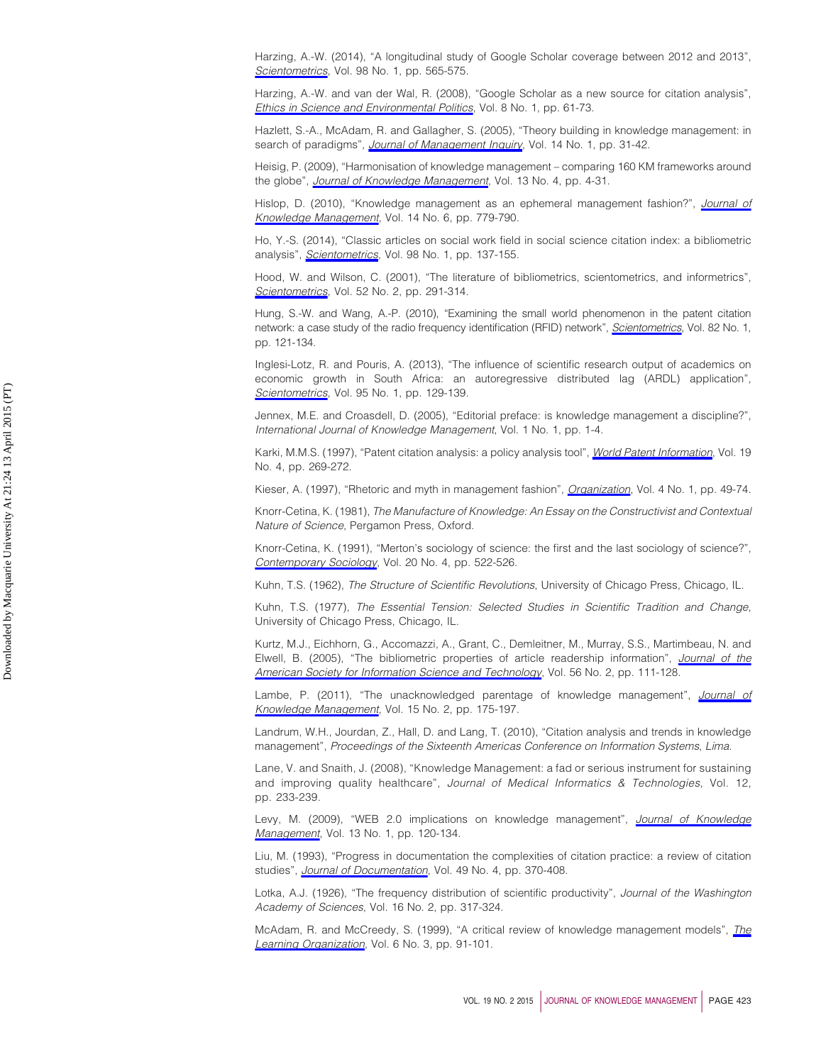Harzing, A.-W. (2014), "A longitudinal study of Google Scholar coverage between 2012 and 2013", *Scientometrics*, Vol. 98 No. 1, pp. 565-575.

Harzing, A.-W. and van der Wal, R. (2008), "Google Scholar as a new source for citation analysis", *Ethics in Science and Environmental Politics*, Vol. 8 No. 1, pp. 61-73.

Hazlett, S.-A., McAdam, R. and Gallagher, S. (2005), "Theory building in knowledge management: in search of paradigms", *Journal of Management Inquiry*, Vol. 14 No. 1, pp. 31-42.

Heisig, P. (2009), "Harmonisation of knowledge management – comparing 160 KM frameworks around the globe", *Journal of Knowledge Management*, Vol. 13 No. 4, pp. 4-31.

Hislop, D. (2010), "Knowledge management as an ephemeral management fashion?", *Journal of Knowledge Management*, Vol. 14 No. 6, pp. 779-790.

Ho, Y.-S. (2014), "Classic articles on social work field in social science citation index: a bibliometric analysis", *Scientometrics*, Vol. 98 No. 1, pp. 137-155.

Hood, W. and Wilson, C. (2001), "The literature of bibliometrics, scientometrics, and informetrics", *Scientometrics*, Vol. 52 No. 2, pp. 291-314.

Hung, S.-W. and Wang, A.-P. (2010), "Examining the small world phenomenon in the patent citation network: a case study of the radio frequency identification (RFID) network", *Scientometrics*, Vol. 82 No. 1, pp. 121-134.

Inglesi-Lotz, R. and Pouris, A. (2013), "The influence of scientific research output of academics on economic growth in South Africa: an autoregressive distributed lag (ARDL) application", *Scientometrics*, Vol. 95 No. 1, pp. 129-139.

Jennex, M.E. and Croasdell, D. (2005), "Editorial preface: is knowledge management a discipline?", *International Journal of Knowledge Management*, Vol. 1 No. 1, pp. 1-4.

Karki, M.M.S. (1997), "Patent citation analysis: a policy analysis tool", *World Patent Information*, Vol. 19 No. 4, pp. 269-272.

Kieser, A. (1997), "Rhetoric and myth in management fashion", *Organization*, Vol. 4 No. 1, pp. 49-74.

Knorr-Cetina, K. (1981), *The Manufacture of Knowledge: An Essay on the Constructivist and Contextual Nature of Science*, Pergamon Press, Oxford.

Knorr-Cetina, K. (1991), "Merton's sociology of science: the first and the last sociology of science?", *Contemporary Sociology*, Vol. 20 No. 4, pp. 522-526.

Kuhn, T.S. (1962), *The Structure of Scientific Revolutions*, University of Chicago Press, Chicago, IL.

Kuhn, T.S. (1977), *The Essential Tension: Selected Studies in Scientific Tradition and Change*, University of Chicago Press, Chicago, IL.

Kurtz, M.J., Eichhorn, G., Accomazzi, A., Grant, C., Demleitner, M., Murray, S.S., Martimbeau, N. and Elwell, B. (2005), "The bibliometric properties of article readership information", *Journal of the American Society for Information Science and Technology*, Vol. 56 No. 2, pp. 111-128.

Lambe, P. (2011), "The unacknowledged parentage of knowledge management", *Journal of Knowledge Management*, Vol. 15 No. 2, pp. 175-197.

Landrum, W.H., Jourdan, Z., Hall, D. and Lang, T. (2010), "Citation analysis and trends in knowledge management", *Proceedings of the Sixteenth Americas Conference on Information Systems*, *Lima*.

Lane, V. and Snaith, J. (2008), "Knowledge Management: a fad or serious instrument for sustaining and improving quality healthcare", *Journal of Medical Informatics & Technologies*, Vol. 12, pp. 233-239.

Levy, M. (2009), "WEB 2.0 implications on knowledge management", *Journal of Knowledge Management*, Vol. 13 No. 1, pp. 120-134.

Liu, M. (1993), "Progress in documentation the complexities of citation practice: a review of citation studies", *Journal of Documentation*, Vol. 49 No. 4, pp. 370-408.

Lotka, A.J. (1926), "The frequency distribution of scientific productivity", *Journal of the Washington Academy of Sciences*, Vol. 16 No. 2, pp. 317-324.

McAdam, R. and McCreedy, S. (1999), "A critical review of knowledge management models", *The Learning Organization*, Vol. 6 No. 3, pp. 91-101.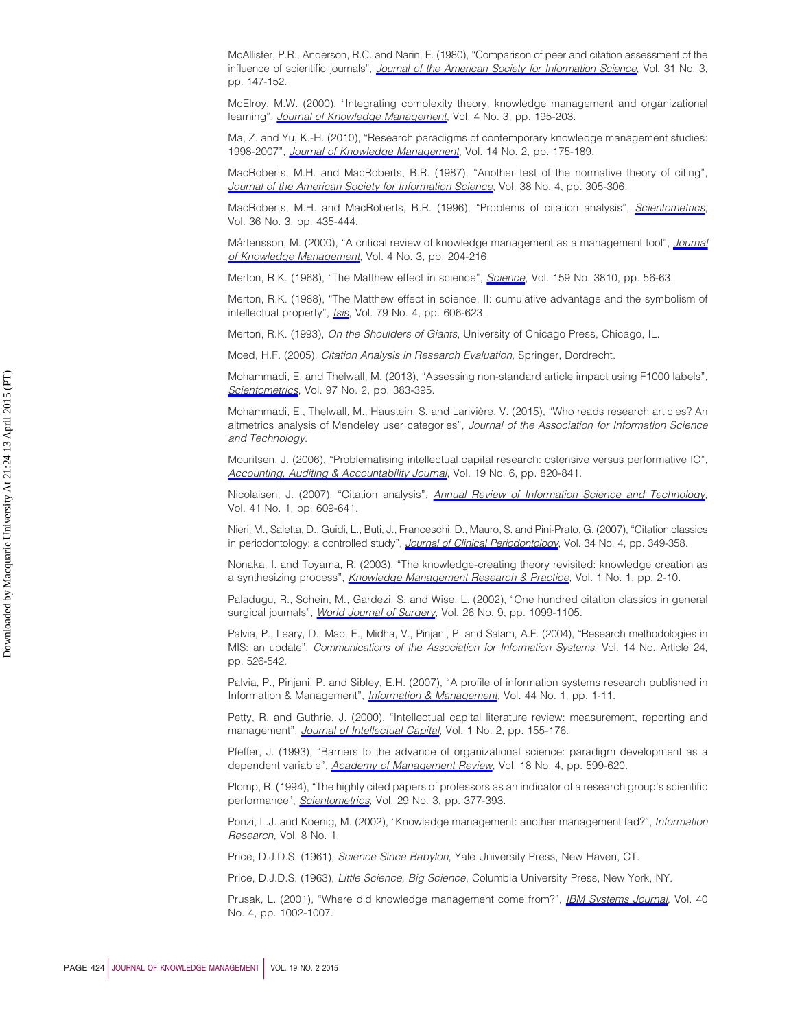McAllister, P.R., Anderson, R.C. and Narin, F. (1980), "Comparison of peer and citation assessment of the influence of scientific journals", *Journal of the American Society for Information Science*, Vol. 31 No. 3, pp. 147-152.

McElroy, M.W. (2000), "Integrating complexity theory, knowledge management and organizational learning", *Journal of Knowledge Management*, Vol. 4 No. 3, pp. 195-203.

Ma, Z. and Yu, K.-H. (2010), "Research paradigms of contemporary knowledge management studies: 1998-2007", *Journal of Knowledge Management*, Vol. 14 No. 2, pp. 175-189.

MacRoberts, M.H. and MacRoberts, B.R. (1987), "Another test of the normative theory of citing", *Journal of the American Society for Information Science*, Vol. 38 No. 4, pp. 305-306.

MacRoberts, M.H. and MacRoberts, B.R. (1996), "Problems of citation analysis", *Scientometrics*, Vol. 36 No. 3, pp. 435-444.

Mårtensson, M. (2000), "A critical review of knowledge management as a management tool", *Journal of Knowledge Management*, Vol. 4 No. 3, pp. 204-216.

Merton, R.K. (1968), "The Matthew effect in science", *Science*, Vol. 159 No. 3810, pp. 56-63.

Merton, R.K. (1988), "The Matthew effect in science, II: cumulative advantage and the symbolism of intellectual property", *Isis*, Vol. 79 No. 4, pp. 606-623.

Merton, R.K. (1993), *On the Shoulders of Giants*, University of Chicago Press, Chicago, IL.

Moed, H.F. (2005), *Citation Analysis in Research Evaluation*, Springer, Dordrecht.

Mohammadi, E. and Thelwall, M. (2013), "Assessing non-standard article impact using F1000 labels", *Scientometrics*, Vol. 97 No. 2, pp. 383-395.

Mohammadi, E., Thelwall, M., Haustein, S. and Larivière, V. (2015), "Who reads research articles? An altmetrics analysis of Mendeley user categories", *Journal of the Association for Information Science and Technology*.

Mouritsen, J. (2006), "Problematising intellectual capital research: ostensive versus performative IC", *Accounting, Auditing & Accountability Journal*, Vol. 19 No. 6, pp. 820-841.

Nicolaisen, J. (2007), "Citation analysis", *Annual Review of Information Science and Technology*, Vol. 41 No. 1, pp. 609-641.

Nieri, M., Saletta, D., Guidi, L., Buti, J., Franceschi, D., Mauro, S. and Pini-Prato, G. (2007), "Citation classics in periodontology: a controlled study", *Journal of Clinical Periodontology*, Vol. 34 No. 4, pp. 349-358.

Nonaka, I. and Toyama, R. (2003), "The knowledge-creating theory revisited: knowledge creation as a synthesizing process", *Knowledge Management Research & Practice*, Vol. 1 No. 1, pp. 2-10.

Paladugu, R., Schein, M., Gardezi, S. and Wise, L. (2002), "One hundred citation classics in general surgical journals", *World Journal of Surgery*, Vol. 26 No. 9, pp. 1099-1105.

Palvia, P., Leary, D., Mao, E., Midha, V., Pinjani, P. and Salam, A.F. (2004), "Research methodologies in MIS: an update", *Communications of the Association for Information Systems*, Vol. 14 No. Article 24, pp. 526-542.

Palvia, P., Pinjani, P. and Sibley, E.H. (2007), "A profile of information systems research published in Information & Management", *Information & Management*, Vol. 44 No. 1, pp. 1-11.

Petty, R. and Guthrie, J. (2000), "Intellectual capital literature review: measurement, reporting and management", *Journal of Intellectual Capital*, Vol. 1 No. 2, pp. 155-176.

Pfeffer, J. (1993), "Barriers to the advance of organizational science: paradigm development as a dependent variable", *Academy of Management Review*, Vol. 18 No. 4, pp. 599-620.

Plomp, R. (1994), "The highly cited papers of professors as an indicator of a research group's scientific performance", *Scientometrics*, Vol. 29 No. 3, pp. 377-393.

Ponzi, L.J. and Koenig, M. (2002), "Knowledge management: another management fad?", *Information Research*, Vol. 8 No. 1.

Price, D.J.D.S. (1961), *Science Since Babylon*, Yale University Press, New Haven, CT.

Price, D.J.D.S. (1963), *Little Science, Big Science*, Columbia University Press, New York, NY.

Prusak, L. (2001), "Where did knowledge management come from?", *IBM Systems Journal*, Vol. 40 No. 4, pp. 1002-1007.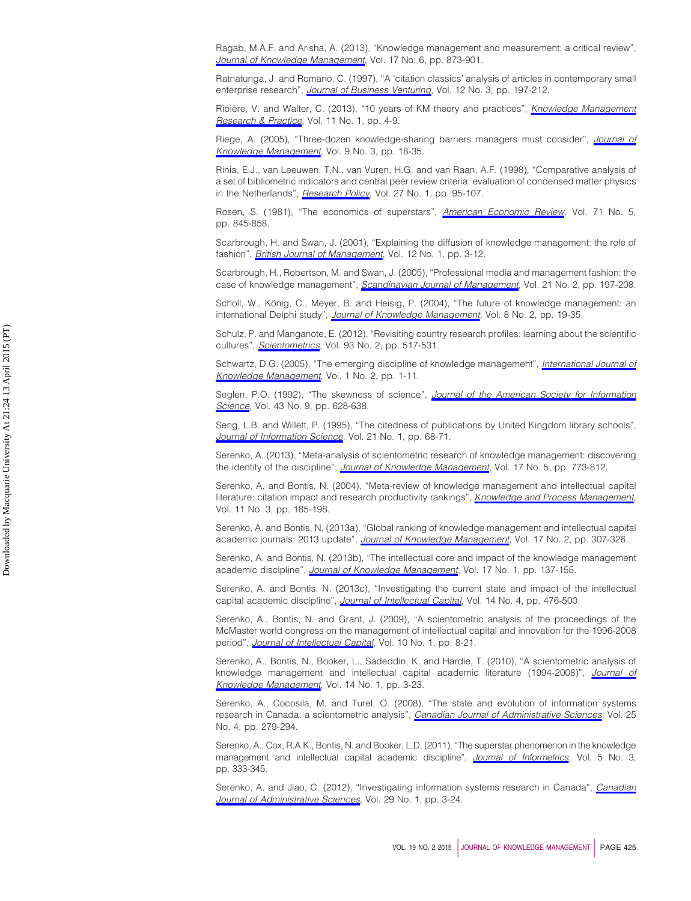Ragab, M.A.F. and Arisha, A. (2013), "Knowledge management and measurement: a critical review", *Journal of Knowledge Management*, Vol. 17 No. 6, pp. 873-901.

Ratnatunga, J. and Romano, C. (1997), "A 'citation classics' analysis of articles in contemporary small enterprise research", *Journal of Business Venturing*, Vol. 12 No. 3, pp. 197-212.

Ribière, V. and Walter, C. (2013), "10 years of KM theory and practices", *Knowledge Management Research & Practice*, Vol. 11 No. 1, pp. 4-9.

Riege, A. (2005), "Three-dozen knowledge-sharing barriers managers must consider", *Journal of Knowledge Management*, Vol. 9 No. 3, pp. 18-35.

Rinia, E.J., van Leeuwen, T.N., van Vuren, H.G. and van Raan, A.F. (1998), "Comparative analysis of a set of bibliometric indicators and central peer review criteria: evaluation of condensed matter physics in the Netherlands", *Research Policy*, Vol. 27 No. 1, pp. 95-107.

Rosen, S. (1981), "The economics of superstars", *American Economic Review*, Vol. 71 No. 5, pp. 845-858.

Scarbrough, H. and Swan, J. (2001), "Explaining the diffusion of knowledge management: the role of fashion", *British Journal of Management*, Vol. 12 No. 1, pp. 3-12.

Scarbrough, H., Robertson, M. and Swan, J. (2005), "Professional media and management fashion: the case of knowledge management", *Scandinavian Journal of Management*, Vol. 21 No. 2, pp. 197-208.

Scholl, W., König, C., Meyer, B. and Heisig, P. (2004), "The future of knowledge management: an international Delphi study", *Journal of Knowledge Management*, Vol. 8 No. 2, pp. 19-35.

Schulz, P. and Manganote, E. (2012), "Revisiting country research profiles: learning about the scientific cultures", *Scientometrics*, Vol. 93 No. 2, pp. 517-531.

Schwartz, D.G. (2005), "The emerging discipline of knowledge management", *International Journal of Knowledge Management*, Vol. 1 No. 2, pp. 1-11.

Seglen, P.O. (1992), "The skewness of science", *Journal of the American Society for Information Science*, Vol. 43 No. 9, pp. 628-638.

Seng, L.B. and Willett, P. (1995), "The citedness of publications by United Kingdom library schools", *Journal of Information Science*, Vol. 21 No. 1, pp. 68-71.

Serenko, A. (2013), "Meta-analysis of scientometric research of knowledge management: discovering the identity of the discipline", *Journal of Knowledge Management*, Vol. 17 No. 5, pp. 773-812.

Serenko, A. and Bontis, N. (2004), "Meta-review of knowledge management and intellectual capital literature: citation impact and research productivity rankings", *Knowledge and Process Management*, Vol. 11 No. 3, pp. 185-198.

Serenko, A. and Bontis, N. (2013a), "Global ranking of knowledge management and intellectual capital academic journals: 2013 update", *Journal of Knowledge Management*, Vol. 17 No. 2, pp. 307-326.

Serenko, A. and Bontis, N. (2013b), "The intellectual core and impact of the knowledge management academic discipline", *Journal of Knowledge Management*, Vol. 17 No. 1, pp. 137-155.

Serenko, A. and Bontis, N. (2013c), "Investigating the current state and impact of the intellectual capital academic discipline", *Journal of Intellectual Capital*, Vol. 14 No. 4, pp. 476-500.

Serenko, A., Bontis, N. and Grant, J. (2009), "A scientometric analysis of the proceedings of the McMaster world congress on the management of intellectual capital and innovation for the 1996-2008 period", *Journal of Intellectual Capital*, Vol. 10 No. 1, pp. 8-21.

Serenko, A., Bontis, N., Booker, L., Sadeddin, K. and Hardie, T. (2010), "A scientometric analysis of knowledge management and intellectual capital academic literature (1994-2008)", *Journal of Knowledge Management*, Vol. 14 No. 1, pp. 3-23.

Serenko, A., Cocosila, M. and Turel, O. (2008), "The state and evolution of information systems research in Canada: a scientometric analysis", *Canadian Journal of Administrative Sciences*, Vol. 25 No. 4, pp. 279-294.

Serenko, A., Cox, R.A.K., Bontis, N. and Booker, L.D. (2011), "The superstar phenomenon in the knowledge management and intellectual capital academic discipline", *Journal of Informetrics*, Vol. 5 No. 3, pp. 333-345.

Serenko, A. and Jiao, C. (2012), "Investigating information systems research in Canada", *Canadian Journal of Administrative Sciences*, Vol. 29 No. 1, pp. 3-24.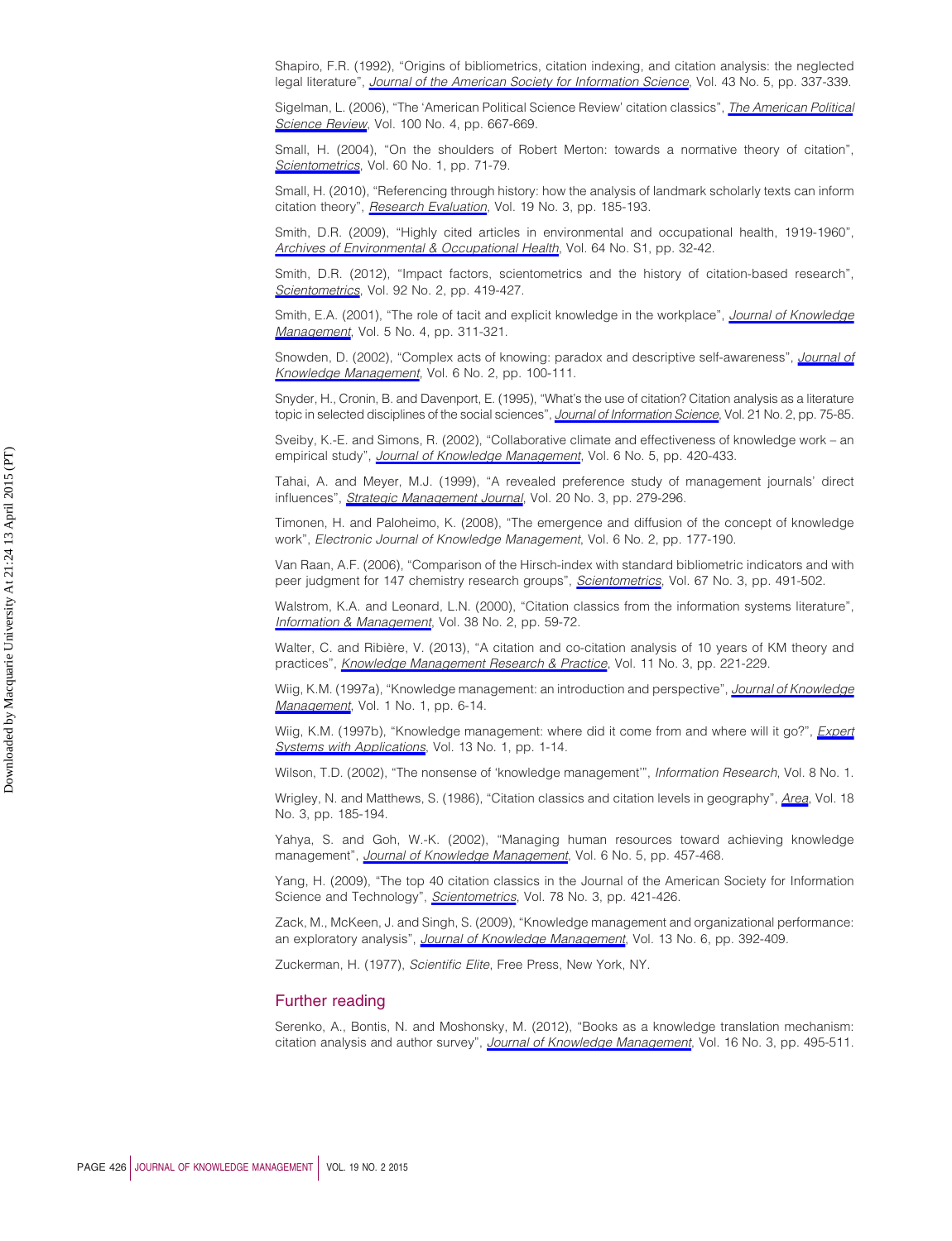Shapiro, F.R. (1992), "Origins of bibliometrics, citation indexing, and citation analysis: the neglected legal literature", *Journal of the American Society for Information Science*, Vol. 43 No. 5, pp. 337-339.

Sigelman, L. (2006), "The 'American Political Science Review' citation classics", *The American Political Science Review*, Vol. 100 No. 4, pp. 667-669.

Small, H. (2004), "On the shoulders of Robert Merton: towards a normative theory of citation", *Scientometrics*, Vol. 60 No. 1, pp. 71-79.

Small, H. (2010), "Referencing through history: how the analysis of landmark scholarly texts can inform citation theory", *Research Evaluation*, Vol. 19 No. 3, pp. 185-193.

Smith, D.R. (2009), "Highly cited articles in environmental and occupational health, 1919-1960", *Archives of Environmental & Occupational Health*, Vol. 64 No. S1, pp. 32-42.

Smith, D.R. (2012), "Impact factors, scientometrics and the history of citation-based research", *Scientometrics*, Vol. 92 No. 2, pp. 419-427.

Smith, E.A. (2001), "The role of tacit and explicit knowledge in the workplace", *Journal of Knowledge Management*, Vol. 5 No. 4, pp. 311-321.

Snowden, D. (2002), "Complex acts of knowing: paradox and descriptive self-awareness", *Journal of Knowledge Management*, Vol. 6 No. 2, pp. 100-111.

Snyder, H., Cronin, B. and Davenport, E. (1995), "What's the use of citation? Citation analysis as a literature topic in selected disciplines of the social sciences", *Journal of Information Science*, Vol. 21 No. 2, pp. 75-85.

Sveiby, K.-E. and Simons, R. (2002), "Collaborative climate and effectiveness of knowledge work – an empirical study", *Journal of Knowledge Management*, Vol. 6 No. 5, pp. 420-433.

Tahai, A. and Meyer, M.J. (1999), "A revealed preference study of management journals' direct influences", *Strategic Management Journal*, Vol. 20 No. 3, pp. 279-296.

Timonen, H. and Paloheimo, K. (2008), "The emergence and diffusion of the concept of knowledge work", *Electronic Journal of Knowledge Management*, Vol. 6 No. 2, pp. 177-190.

Van Raan, A.F. (2006), "Comparison of the Hirsch-index with standard bibliometric indicators and with peer judgment for 147 chemistry research groups", *Scientometrics*, Vol. 67 No. 3, pp. 491-502.

Walstrom, K.A. and Leonard, L.N. (2000), "Citation classics from the information systems literature", *Information & Management*, Vol. 38 No. 2, pp. 59-72.

Walter, C. and Ribière, V. (2013), "A citation and co-citation analysis of 10 years of KM theory and practices", *Knowledge Management Research & Practice*, Vol. 11 No. 3, pp. 221-229.

Wiig, K.M. (1997a), "Knowledge management: an introduction and perspective", *Journal of Knowledge Management*, Vol. 1 No. 1, pp. 6-14.

Wiig, K.M. (1997b), "Knowledge management: where did it come from and where will it go?", *Expert Systems with Applications*, Vol. 13 No. 1, pp. 1-14.

Wilson, T.D. (2002), "The nonsense of 'knowledge management'", *Information Research*, Vol. 8 No. 1.

Wrigley, N. and Matthews, S. (1986), "Citation classics and citation levels in geography", *Area*, Vol. 18 No. 3, pp. 185-194.

Yahya, S. and Goh, W.-K. (2002), "Managing human resources toward achieving knowledge management", *Journal of Knowledge Management*, Vol. 6 No. 5, pp. 457-468.

Yang, H. (2009), "The top 40 citation classics in the Journal of the American Society for Information Science and Technology", *Scientometrics*, Vol. 78 No. 3, pp. 421-426.

Zack, M., McKeen, J. and Singh, S. (2009), "Knowledge management and organizational performance: an exploratory analysis", *Journal of Knowledge Management*, Vol. 13 No. 6, pp. 392-409.

Zuckerman, H. (1977), *Scientific Elite*, Free Press, New York, NY.

## Further reading

Serenko, A., Bontis, N. and Moshonsky, M. (2012), "Books as a knowledge translation mechanism: citation analysis and author survey", *Journal of Knowledge Management*, Vol. 16 No. 3, pp. 495-511.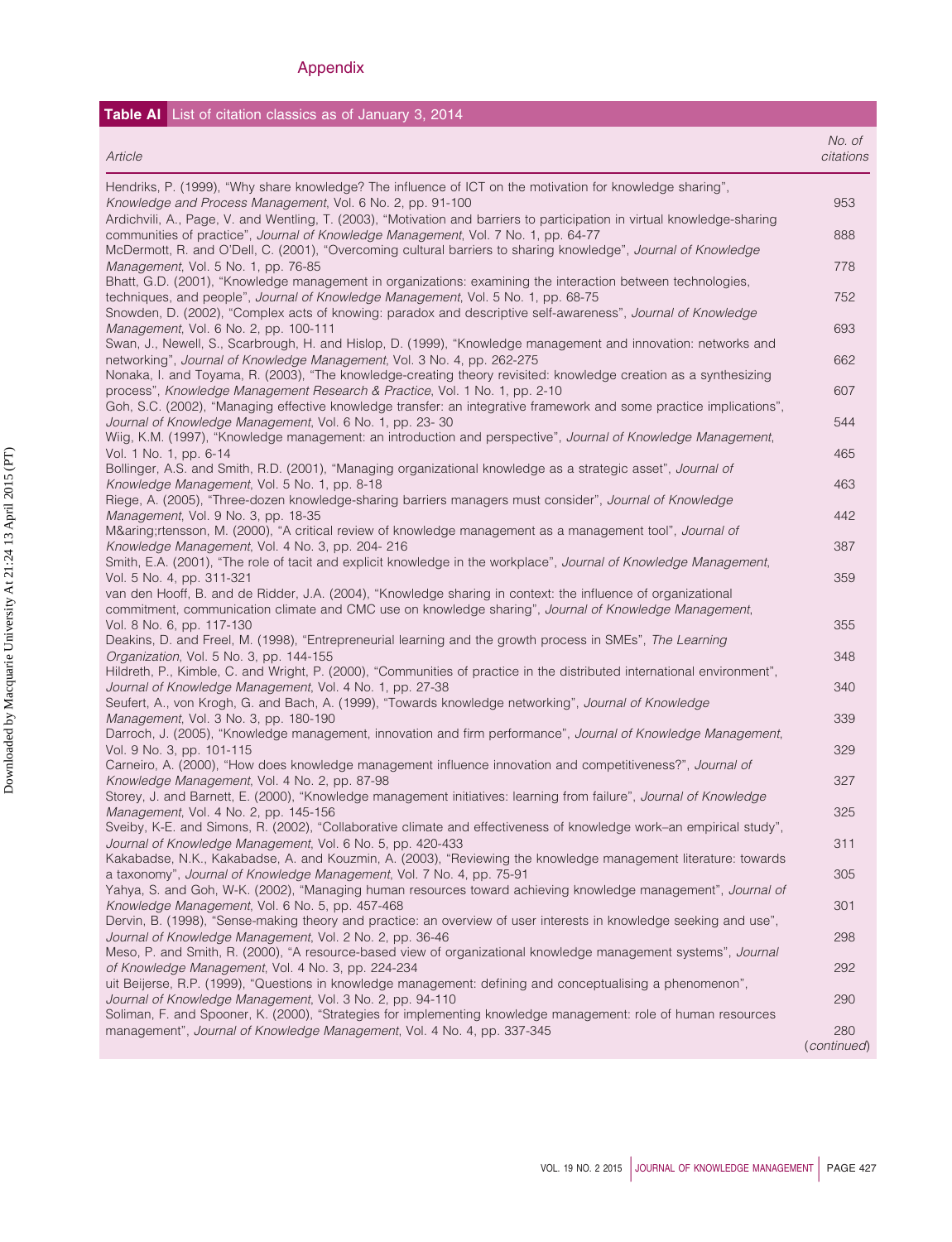## Appendix

**Table AI** List of citation classics as of January 3, 2014

| Article | No. of citations |
|---|---|
| Hendriks, P. (1999), "Why share knowledge? The influence of ICT on the motivation for knowledge sharing", *Knowledge and Process Management*, Vol. 6 No. 2, pp. 91-100 | 953 |
| Ardichvili, A., Page, V. and Wentling, T. (2003), "Motivation and barriers to participation in virtual knowledge-sharing communities of practice", *Journal of Knowledge Management*, Vol. 7 No. 1, pp. 64-77 | 888 |
| McDermott, R. and O'Dell, C. (2001), "Overcoming cultural barriers to sharing knowledge", *Journal of Knowledge Management*, Vol. 5 No. 1, pp. 76-85 | 778 |
| Bhatt, G.D. (2001), "Knowledge management in organizations: examining the interaction between technologies, techniques, and people", *Journal of Knowledge Management*, Vol. 5 No. 1, pp. 68-75 | 752 |
| Snowden, D. (2002), "Complex acts of knowing: paradox and descriptive self-awareness", *Journal of Knowledge Management*, Vol. 6 No. 2, pp. 100-111 | 693 |
| Swan, J., Newell, S., Scarbrough, H. and Hislop, D. (1999), "Knowledge management and innovation: networks and networking", *Journal of Knowledge Management*, Vol. 3 No. 4, pp. 262-275 | 662 |
| Nonaka, I. and Toyama, R. (2003), "The knowledge-creating theory revisited: knowledge creation as a synthesizing process", *Knowledge Management Research & Practice*, Vol. 1 No. 1, pp. 2-10 | 607 |
| Goh, S.C. (2002), "Managing effective knowledge transfer: an integrative framework and some practice implications", *Journal of Knowledge Management*, Vol. 6 No. 1, pp. 23- 30 | 544 |
| Wiig, K.M. (1997), "Knowledge management: an introduction and perspective", *Journal of Knowledge Management*, Vol. 1 No. 1, pp. 6-14 | 465 |
| Bollinger, A.S. and Smith, R.D. (2001), "Managing organizational knowledge as a strategic asset", *Journal of Knowledge Management*, Vol. 5 No. 1, pp. 8-18 | 463 |
| Riege, A. (2005), "Three-dozen knowledge-sharing barriers managers must consider", *Journal of Knowledge Management*, Vol. 9 No. 3, pp. 18-35 | 442 |
| M&aring;rtensson, M. (2000), "A critical review of knowledge management as a management tool", *Journal of Knowledge Management*, Vol. 4 No. 3, pp. 204- 216 | 387 |
| Smith, E.A. (2001), "The role of tacit and explicit knowledge in the workplace", *Journal of Knowledge Management*, Vol. 5 No. 4, pp. 311-321 | 359 |
| van den Hooff, B. and de Ridder, J.A. (2004), "Knowledge sharing in context: the influence of organizational commitment, communication climate and CMC use on knowledge sharing", *Journal of Knowledge Management*, Vol. 8 No. 6, pp. 117-130 | 355 |
| Deakins, D. and Freel, M. (1998), "Entrepreneurial learning and the growth process in SMEs", *The Learning Organization*, Vol. 5 No. 3, pp. 144-155 | 348 |
| Hildreth, P., Kimble, C. and Wright, P. (2000), "Communities of practice in the distributed international environment", *Journal of Knowledge Management*, Vol. 4 No. 1, pp. 27-38 | 340 |
| Seufert, A., von Krogh, G. and Bach, A. (1999), "Towards knowledge networking", *Journal of Knowledge Management*, Vol. 3 No. 3, pp. 180-190 | 339 |
| Darroch, J. (2005), "Knowledge management, innovation and firm performance", *Journal of Knowledge Management*, Vol. 9 No. 3, pp. 101-115 | 329 |
| Carneiro, A. (2000), "How does knowledge management influence innovation and competitiveness?", *Journal of Knowledge Management*, Vol. 4 No. 2, pp. 87-98 | 327 |
| Storey, J. and Barnett, E. (2000), "Knowledge management initiatives: learning from failure", *Journal of Knowledge Management*, Vol. 4 No. 2, pp. 145-156 | 325 |
| Sveiby, K-E. and Simons, R. (2002), "Collaborative climate and effectiveness of knowledge work–an empirical study", *Journal of Knowledge Management*, Vol. 6 No. 5, pp. 420-433 | 311 |
| Kakabadse, N.K., Kakabadse, A. and Kouzmin, A. (2003), "Reviewing the knowledge management literature: towards a taxonomy", *Journal of Knowledge Management*, Vol. 7 No. 4, pp. 75-91 | 305 |
| Yahya, S. and Goh, W-K. (2002), "Managing human resources toward achieving knowledge management", *Journal of Knowledge Management*, Vol. 6 No. 5, pp. 457-468 | 301 |
| Dervin, B. (1998), "Sense-making theory and practice: an overview of user interests in knowledge seeking and use", *Journal of Knowledge Management*, Vol. 2 No. 2, pp. 36-46 | 298 |
| Meso, P. and Smith, R. (2000), "A resource-based view of organizational knowledge management systems", *Journal of Knowledge Management*, Vol. 4 No. 3, pp. 224-234 | 292 |
| uit Beijerse, R.P. (1999), "Questions in knowledge management: defining and conceptualising a phenomenon", *Journal of Knowledge Management*, Vol. 3 No. 2, pp. 94-110 | 290 |
| Soliman, F. and Spooner, K. (2000), "Strategies for implementing knowledge management: role of human resources management", *Journal of Knowledge Management*, Vol. 4 No. 4, pp. 337-345 | 280 |

(*continued*)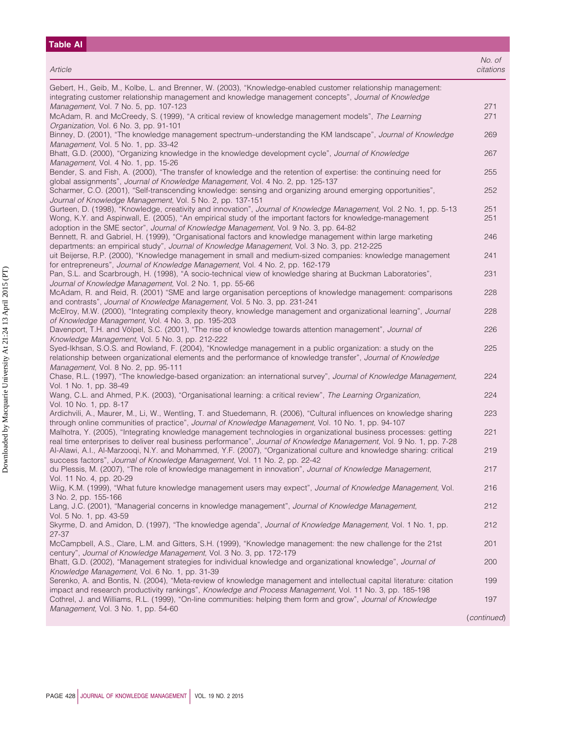**Table AI**

| *Article* | *No. of citations* |
|---|---|
| Gebert, H., Geib, M., Kolbe, L. and Brenner, W. (2003), "Knowledge-enabled customer relationship management: integrating customer relationship management and knowledge management concepts", *Journal of Knowledge Management*, Vol. 7 No. 5, pp. 107-123 | 271 |
| McAdam, R. and McCreedy, S. (1999), "A critical review of knowledge management models", *The Learning Organization*, Vol. 6 No. 3, pp. 91-101 | 271 |
| Binney, D. (2001), "The knowledge management spectrum–understanding the KM landscape", *Journal of Knowledge Management*, Vol. 5 No. 1, pp. 33-42 | 269 |
| Bhatt, G.D. (2000), "Organizing knowledge in the knowledge development cycle", *Journal of Knowledge Management*, Vol. 4 No. 1, pp. 15-26 | 267 |
| Bender, S. and Fish, A. (2000), "The transfer of knowledge and the retention of expertise: the continuing need for global assignments", *Journal of Knowledge Management*, Vol. 4 No. 2, pp. 125-137 | 255 |
| Scharmer, C.O. (2001), "Self-transcending knowledge: sensing and organizing around emerging opportunities", *Journal of Knowledge Management,* Vol. 5 No. 2, pp. 137-151 | 252 |
| Gurteen, D. (1998), "Knowledge, creativity and innovation", *Journal of Knowledge Management*, Vol. 2 No. 1, pp. 5-13 | 251 |
| Wong, K.Y. and Aspinwall, E. (2005), "An empirical study of the important factors for knowledge-management adoption in the SME sector", *Journal of Knowledge Management*, Vol. 9 No. 3, pp. 64-82 | 251 |
| Bennett, R. and Gabriel, H. (1999), "Organisational factors and knowledge management within large marketing departments: an empirical study", *Journal of Knowledge Management*, Vol. 3 No. 3, pp. 212-225 | 246 |
| uit Beijerse, R.P. (2000), "Knowledge management in small and medium-sized companies: knowledge management for entrepreneurs", *Journal of Knowledge Management*, Vol. 4 No. 2, pp. 162-179 | 241 |
| Pan, S.L. and Scarbrough, H. (1998), "A socio-technical view of knowledge sharing at Buckman Laboratories", *Journal of Knowledge Management*, Vol. 2 No. 1, pp. 55-66 | 231 |
| McAdam, R. and Reid, R. (2001) "SME and large organisation perceptions of knowledge management: comparisons and contrasts", *Journal of Knowledge Management*, Vol. 5 No. 3, pp. 231-241 | 228 |
| McElroy, M.W. (2000), "Integrating complexity theory, knowledge management and organizational learning", *Journal of Knowledge Management*, Vol. 4 No. 3, pp. 195-203 | 228 |
| Davenport, T.H. and Völpel, S.C. (2001), "The rise of knowledge towards attention management", *Journal of Knowledge Management*, Vol. 5 No. 3, pp. 212-222 | 226 |
| Syed-Ikhsan, S.O.S. and Rowland, F. (2004), "Knowledge management in a public organization: a study on the relationship between organizational elements and the performance of knowledge transfer", *Journal of Knowledge Management*, Vol. 8 No. 2, pp. 95-111 | 225 |
| Chase, R.L. (1997), "The knowledge-based organization: an international survey", *Journal of Knowledge Management*, Vol. 1 No. 1, pp. 38-49 | 224 |
| Wang, C.L. and Ahmed, P.K. (2003), "Organisational learning: a critical review", *The Learning Organization*, Vol. 10 No. 1, pp. 8-17 | 224 |
| Ardichvili, A., Maurer, M., Li, W., Wentling, T. and Stuedemann, R. (2006), "Cultural influences on knowledge sharing through online communities of practice", *Journal of Knowledge Management*, Vol. 10 No. 1, pp. 94-107 | 223 |
| Malhotra, Y. (2005), "Integrating knowledge management technologies in organizational business processes: getting real time enterprises to deliver real business performance", *Journal of Knowledge Management*, Vol. 9 No. 1, pp. 7-28 | 221 |
| Al-Alawi, A.I., Al-Marzooqi, N.Y. and Mohammed, Y.F. (2007), "Organizational culture and knowledge sharing: critical success factors", *Journal of Knowledge Management*, Vol. 11 No. 2, pp. 22-42 | 219 |
| du Plessis, M. (2007), "The role of knowledge management in innovation", *Journal of Knowledge Management*, Vol. 11 No. 4, pp. 20-29 | 217 |
| Wiig, K.M. (1999), "What future knowledge management users may expect", *Journal of Knowledge Management*, Vol. 3 No. 2, pp. 155-166 | 216 |
| Lang, J.C. (2001), "Managerial concerns in knowledge management", *Journal of Knowledge Management*, Vol. 5 No. 1, pp. 43-59 | 212 |
| Skyrme, D. and Amidon, D. (1997), "The knowledge agenda", *Journal of Knowledge Management*, Vol. 1 No. 1, pp. 27-37 | 212 |
| McCampbell, A.S., Clare, L.M. and Gitters, S.H. (1999), "Knowledge management: the new challenge for the 21st century", *Journal of Knowledge Management*, Vol. 3 No. 3, pp. 172-179 | 201 |
| Bhatt, G.D. (2002), "Management strategies for individual knowledge and organizational knowledge", *Journal of Knowledge Management*, Vol. 6 No. 1, pp. 31-39 | 200 |
| Serenko, A. and Bontis, N. (2004), "Meta-review of knowledge management and intellectual capital literature: citation impact and research productivity rankings", *Knowledge and Process Management*, Vol. 11 No. 3, pp. 185-198 | 199 |
| Cothrel, J. and Williams, R.L. (1999), "On-line communities: helping them form and grow", *Journal of Knowledge Management*, Vol. 3 No. 1, pp. 54-60 | 197 |

(*continued*)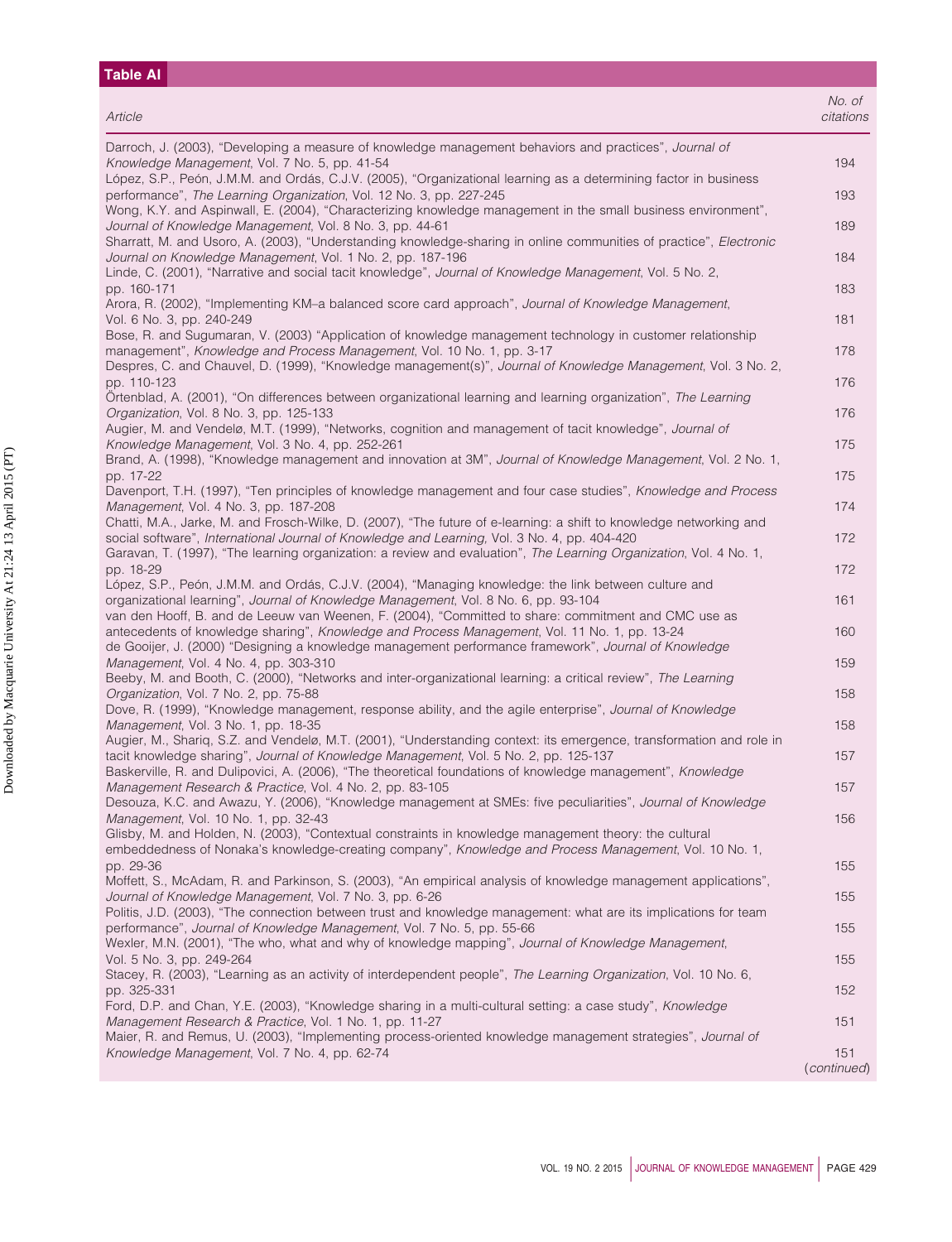**Table AI**

| Article | No. of citations |
|---|---|
| Darroch, J. (2003), "Developing a measure of knowledge management behaviors and practices", *Journal of Knowledge Management*, Vol. 7 No. 5, pp. 41-54 | 194 |
| López, S.P., Peón, J.M.M. and Ordás, C.J.V. (2005), "Organizational learning as a determining factor in business performance", *The Learning Organization*, Vol. 12 No. 3, pp. 227-245 | 193 |
| Wong, K.Y. and Aspinwall, E. (2004), "Characterizing knowledge management in the small business environment", *Journal of Knowledge Management*, Vol. 8 No. 3, pp. 44-61 | 189 |
| Sharratt, M. and Usoro, A. (2003), "Understanding knowledge-sharing in online communities of practice", *Electronic Journal on Knowledge Management*, Vol. 1 No. 2, pp. 187-196 | 184 |
| Linde, C. (2001), "Narrative and social tacit knowledge", *Journal of Knowledge Management*, Vol. 5 No. 2, pp. 160-171 | 183 |
| Arora, R. (2002), "Implementing KM–a balanced score card approach", *Journal of Knowledge Management*, Vol. 6 No. 3, pp. 240-249 | 181 |
| Bose, R. and Sugumaran, V. (2003) "Application of knowledge management technology in customer relationship management", *Knowledge and Process Management*, Vol. 10 No. 1, pp. 3-17 | 178 |
| Despres, C. and Chauvel, D. (1999), "Knowledge management(s)", *Journal of Knowledge Management*, Vol. 3 No. 2, pp. 110-123 | 176 |
| Örtenblad, A. (2001), "On differences between organizational learning and learning organization", *The Learning Organization*, Vol. 8 No. 3, pp. 125-133 | 176 |
| Augier, M. and Vendelø, M.T. (1999), "Networks, cognition and management of tacit knowledge", *Journal of Knowledge Management*, Vol. 3 No. 4, pp. 252-261 | 175 |
| Brand, A. (1998), "Knowledge management and innovation at 3M", *Journal of Knowledge Management*, Vol. 2 No. 1, pp. 17-22 | 175 |
| Davenport, T.H. (1997), "Ten principles of knowledge management and four case studies", *Knowledge and Process Management*, Vol. 4 No. 3, pp. 187-208 | 174 |
| Chatti, M.A., Jarke, M. and Frosch-Wilke, D. (2007), "The future of e-learning: a shift to knowledge networking and social software", *International Journal of Knowledge and Learning*, Vol. 3 No. 4, pp. 404-420 | 172 |
| Garavan, T. (1997), "The learning organization: a review and evaluation", *The Learning Organization*, Vol. 4 No. 1, pp. 18-29 | 172 |
| López, S.P., Peón, J.M.M. and Ordás, C.J.V. (2004), "Managing knowledge: the link between culture and organizational learning", *Journal of Knowledge Management*, Vol. 8 No. 6, pp. 93-104 | 161 |
| van den Hooff, B. and de Leeuw van Weenen, F. (2004), "Committed to share: commitment and CMC use as antecedents of knowledge sharing", *Knowledge and Process Management*, Vol. 11 No. 1, pp. 13-24 | 160 |
| de Gooijer, J. (2000) "Designing a knowledge management performance framework", *Journal of Knowledge Management*, Vol. 4 No. 4, pp. 303-310 | 159 |
| Beeby, M. and Booth, C. (2000), "Networks and inter-organizational learning: a critical review", *The Learning Organization*, Vol. 7 No. 2, pp. 75-88 | 158 |
| Dove, R. (1999), "Knowledge management, response ability, and the agile enterprise", *Journal of Knowledge Management*, Vol. 3 No. 1, pp. 18-35 | 158 |
| Augier, M., Shariq, S.Z. and Vendelø, M.T. (2001), "Understanding context: its emergence, transformation and role in tacit knowledge sharing", *Journal of Knowledge Management*, Vol. 5 No. 2, pp. 125-137 | 157 |
| Baskerville, R. and Dulipovici, A. (2006), "The theoretical foundations of knowledge management", *Knowledge Management Research & Practice*, Vol. 4 No. 2, pp. 83-105 | 157 |
| Desouza, K.C. and Awazu, Y. (2006), "Knowledge management at SMEs: five peculiarities", *Journal of Knowledge Management*, Vol. 10 No. 1, pp. 32-43 | 156 |
| Glisby, M. and Holden, N. (2003), "Contextual constraints in knowledge management theory: the cultural embeddedness of Nonaka's knowledge-creating company", *Knowledge and Process Management*, Vol. 10 No. 1, pp. 29-36 | 155 |
| Moffett, S., McAdam, R. and Parkinson, S. (2003), "An empirical analysis of knowledge management applications", *Journal of Knowledge Management*, Vol. 7 No. 3, pp. 6-26 | 155 |
| Politis, J.D. (2003), "The connection between trust and knowledge management: what are its implications for team performance", *Journal of Knowledge Management*, Vol. 7 No. 5, pp. 55-66 | 155 |
| Wexler, M.N. (2001), "The who, what and why of knowledge mapping", *Journal of Knowledge Management*, Vol. 5 No. 3, pp. 249-264 | 155 |
| Stacey, R. (2003), "Learning as an activity of interdependent people", *The Learning Organization*, Vol. 10 No. 6, pp. 325-331 | 152 |
| Ford, D.P. and Chan, Y.E. (2003), "Knowledge sharing in a multi-cultural setting: a case study", *Knowledge Management Research & Practice*, Vol. 1 No. 1, pp. 11-27 | 151 |
| Maier, R. and Remus, U. (2003), "Implementing process-oriented knowledge management strategies", *Journal of Knowledge Management*, Vol. 7 No. 4, pp. 62-74 | 151 |

(*continued*)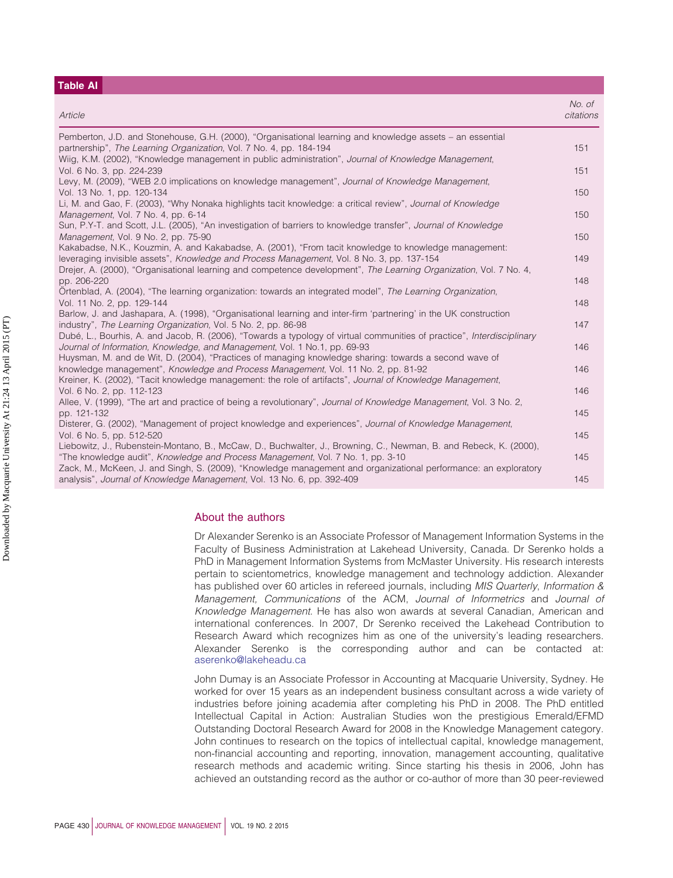**Table AI**

| Article | No. of citations |
|---|---|
| Pemberton, J.D. and Stonehouse, G.H. (2000), "Organisational learning and knowledge assets – an essential partnership", *The Learning Organization*, Vol. 7 No. 4, pp. 184-194 | 151 |
| Wiig, K.M. (2002), "Knowledge management in public administration", *Journal of Knowledge Management*, Vol. 6 No. 3, pp. 224-239 | 151 |
| Levy, M. (2009), "WEB 2.0 implications on knowledge management", *Journal of Knowledge Management*, Vol. 13 No. 1, pp. 120-134 | 150 |
| Li, M. and Gao, F. (2003), "Why Nonaka highlights tacit knowledge: a critical review", *Journal of Knowledge Management*, Vol. 7 No. 4, pp. 6-14 | 150 |
| Sun, P.Y-T. and Scott, J.L. (2005), "An investigation of barriers to knowledge transfer", *Journal of Knowledge Management*, Vol. 9 No. 2, pp. 75-90 | 150 |
| Kakabadse, N.K., Kouzmin, A. and Kakabadse, A. (2001), "From tacit knowledge to knowledge management: leveraging invisible assets", *Knowledge and Process Management*, Vol. 8 No. 3, pp. 137-154 | 149 |
| Drejer, A. (2000), "Organisational learning and competence development", *The Learning Organization*, Vol. 7 No. 4, pp. 206-220 | 148 |
| Örtenblad, A. (2004), "The learning organization: towards an integrated model", *The Learning Organization*, Vol. 11 No. 2, pp. 129-144 | 148 |
| Barlow, J. and Jashapara, A. (1998), "Organisational learning and inter-firm 'partnering' in the UK construction industry", *The Learning Organization*, Vol. 5 No. 2, pp. 86-98 | 147 |
| Dubé, L., Bourhis, A. and Jacob, R. (2006), "Towards a typology of virtual communities of practice", *Interdisciplinary Journal of Information, Knowledge, and Management*, Vol. 1 No.1, pp. 69-93 | 146 |
| Huysman, M. and de Wit, D. (2004), "Practices of managing knowledge sharing: towards a second wave of knowledge management", *Knowledge and Process Management*, Vol. 11 No. 2, pp. 81-92 | 146 |
| Kreiner, K. (2002), "Tacit knowledge management: the role of artifacts", *Journal of Knowledge Management*, Vol. 6 No. 2, pp. 112-123 | 146 |
| Allee, V. (1999), "The art and practice of being a revolutionary", *Journal of Knowledge Management*, Vol. 3 No. 2, pp. 121-132 | 145 |
| Disterer, G. (2002), "Management of project knowledge and experiences", *Journal of Knowledge Management*, Vol. 6 No. 5, pp. 512-520 | 145 |
| Liebowitz, J., Rubenstein-Montano, B., McCaw, D., Buchwalter, J., Browning, C., Newman, B. and Rebeck, K. (2000), "The knowledge audit", *Knowledge and Process Management*, Vol. 7 No. 1, pp. 3-10 | 145 |
| Zack, M., McKeen, J. and Singh, S. (2009), "Knowledge management and organizational performance: an exploratory analysis", *Journal of Knowledge Management*, Vol. 13 No. 6, pp. 392-409 | 145 |

## About the authors

Dr Alexander Serenko is an Associate Professor of Management Information Systems in the Faculty of Business Administration at Lakehead University, Canada. Dr Serenko holds a PhD in Management Information Systems from McMaster University. His research interests pertain to scientometrics, knowledge management and technology addiction. Alexander has published over 60 articles in refereed journals, including *MIS Quarterly*, *Information & Management, Communications* of the ACM, *Journal of Informetrics* and *Journal of Knowledge Management*. He has also won awards at several Canadian, American and international conferences. In 2007, Dr Serenko received the Lakehead Contribution to Research Award which recognizes him as one of the university's leading researchers. Alexander Serenko is the corresponding author and can be contacted at: aserenko@lakeheadu.ca

John Dumay is an Associate Professor in Accounting at Macquarie University, Sydney. He worked for over 15 years as an independent business consultant across a wide variety of industries before joining academia after completing his PhD in 2008. The PhD entitled Intellectual Capital in Action: Australian Studies won the prestigious Emerald/EFMD Outstanding Doctoral Research Award for 2008 in the Knowledge Management category. John continues to research on the topics of intellectual capital, knowledge management, non-financial accounting and reporting, innovation, management accounting, qualitative research methods and academic writing. Since starting his thesis in 2006, John has achieved an outstanding record as the author or co-author of more than 30 peer-reviewed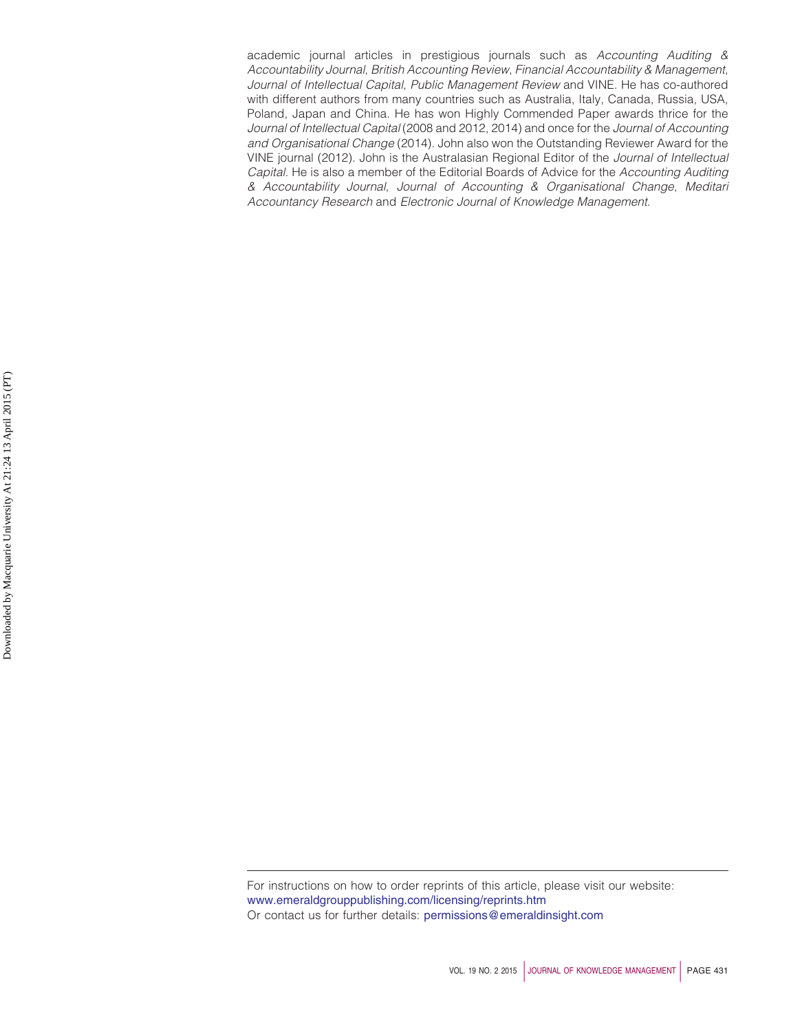academic journal articles in prestigious journals such as *Accounting Auditing & Accountability Journal*, *British Accounting Review*, *Financial Accountability & Management*, *Journal of Intellectual Capital*, *Public Management Review* and VINE. He has co-authored with different authors from many countries such as Australia, Italy, Canada, Russia, USA, Poland, Japan and China. He has won Highly Commended Paper awards thrice for the *Journal of Intellectual Capital* (2008 and 2012, 2014) and once for the *Journal of Accounting and Organisational Change* (2014). John also won the Outstanding Reviewer Award for the VINE journal (2012). John is the Australasian Regional Editor of the *Journal of Intellectual Capital*. He is also a member of the Editorial Boards of Advice for the *Accounting Auditing & Accountability Journal*, *Journal of Accounting & Organisational Change*, *Meditari Accountancy Research* and *Electronic Journal of Knowledge Management*.

---

For instructions on how to order reprints of this article, please visit our website:
www.emeraldgrouppublishing.com/licensing/reprints.htm
Or contact us for further details: permissions@emeraldinsight.com